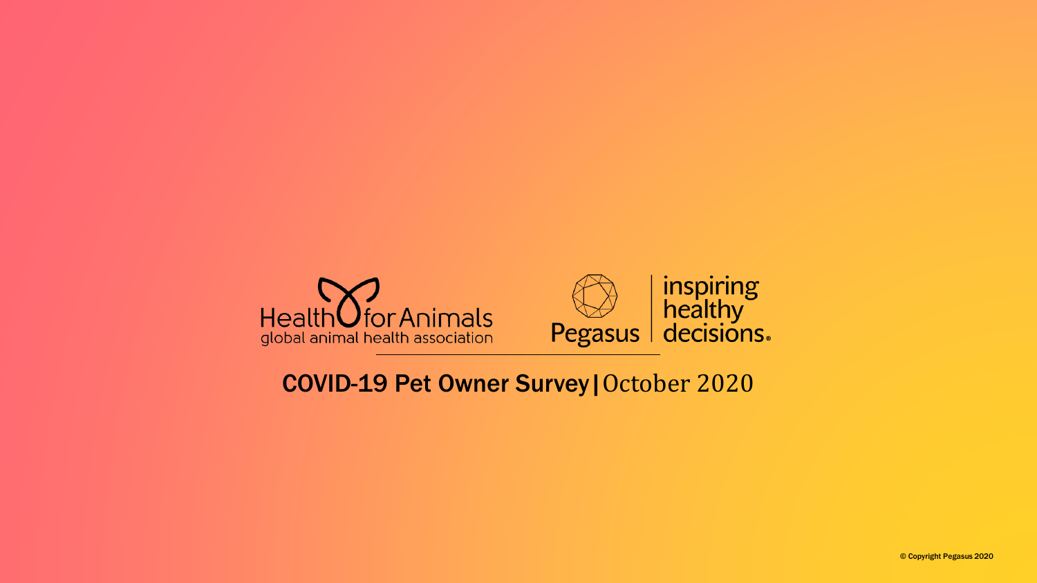Health for Animals
global animal health association

Pegasus | inspiring healthy decisions®

# COVID-19 Pet Owner Survey | October 2020

© Copyright Pegasus 2020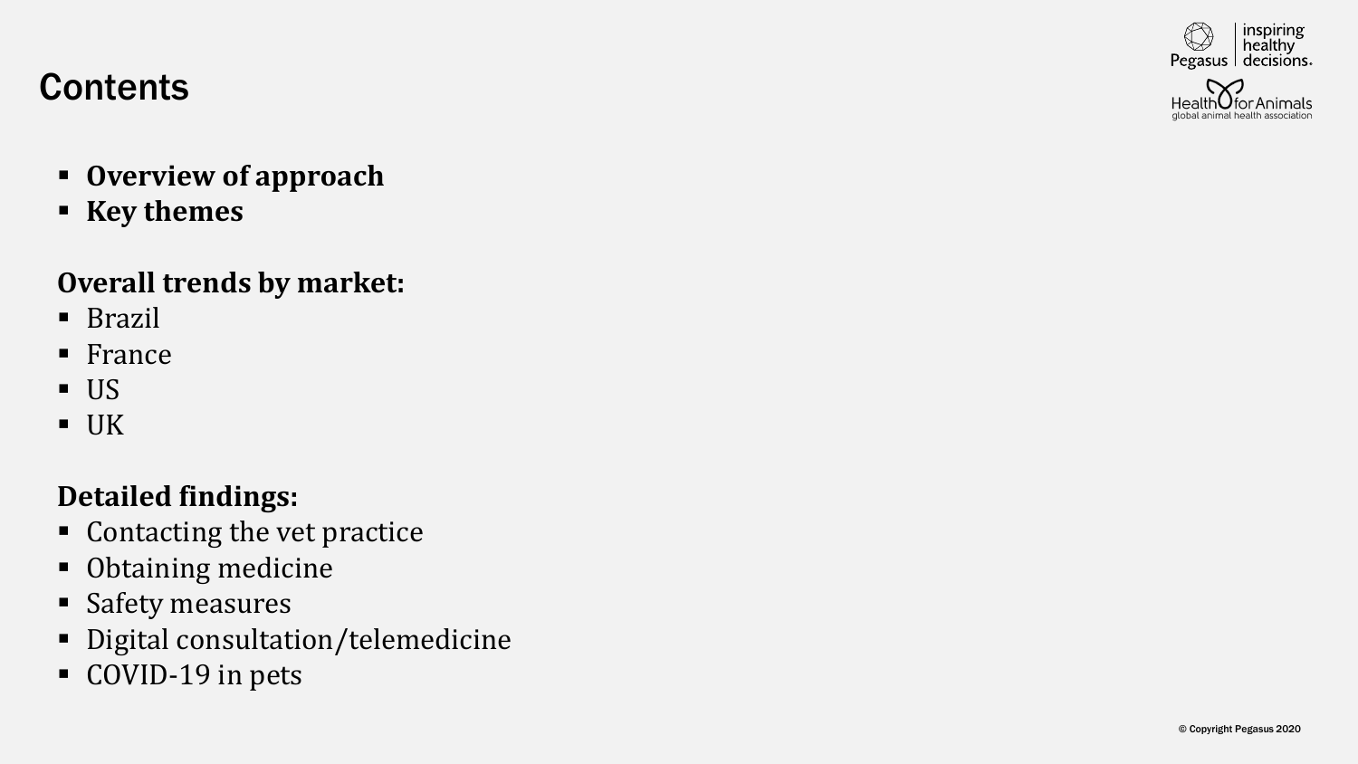# Contents

- **Overview of approach**
- **Key themes**

**Overall trends by market:**

- Brazil
- France
- US
- UK

**Detailed findings:**

- Contacting the vet practice
- Obtaining medicine
- Safety measures
- Digital consultation/telemedicine
- COVID-19 in pets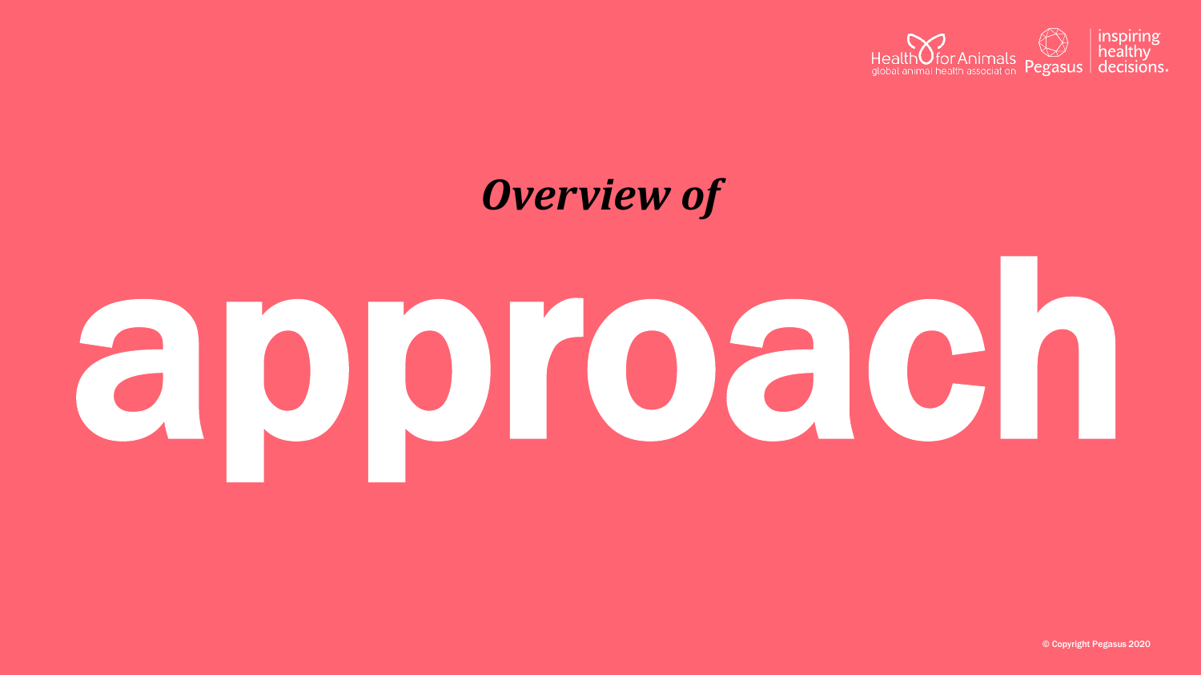*Overview of*

# approach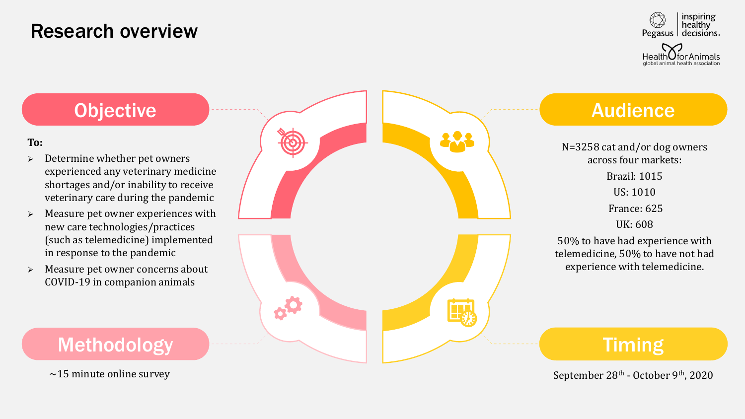# Research overview

## Objective

**To:**

- Determine whether pet owners experienced any veterinary medicine shortages and/or inability to receive veterinary care during the pandemic
- Measure pet owner experiences with new care technologies/practices (such as telemedicine) implemented in response to the pandemic
- Measure pet owner concerns about COVID-19 in companion animals

## Audience

N=3258 cat and/or dog owners across four markets:

Brazil: 1015

US: 1010

France: 625

UK: 608

50% to have had experience with telemedicine, 50% to have not had experience with telemedicine.

## Methodology

~15 minute online survey

## Timing

September 28th - October 9th, 2020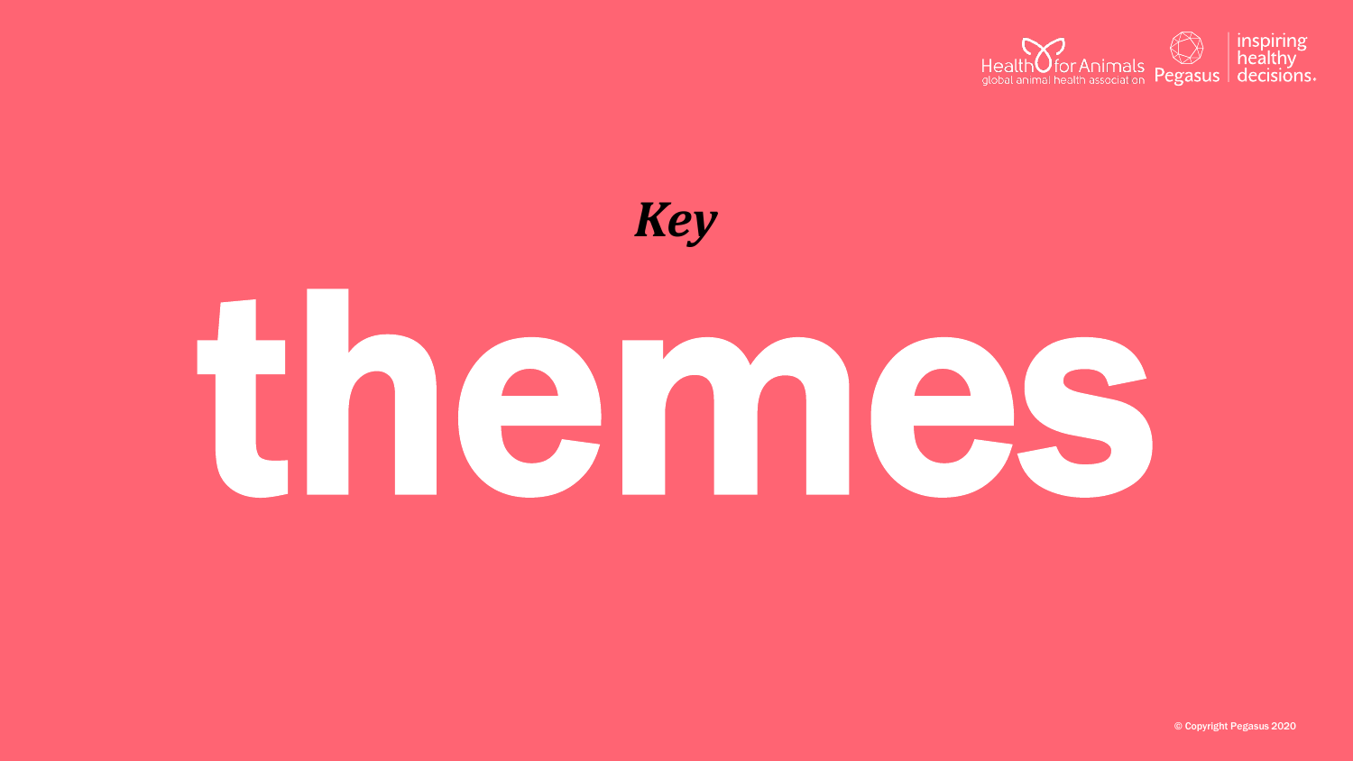# *Key* themes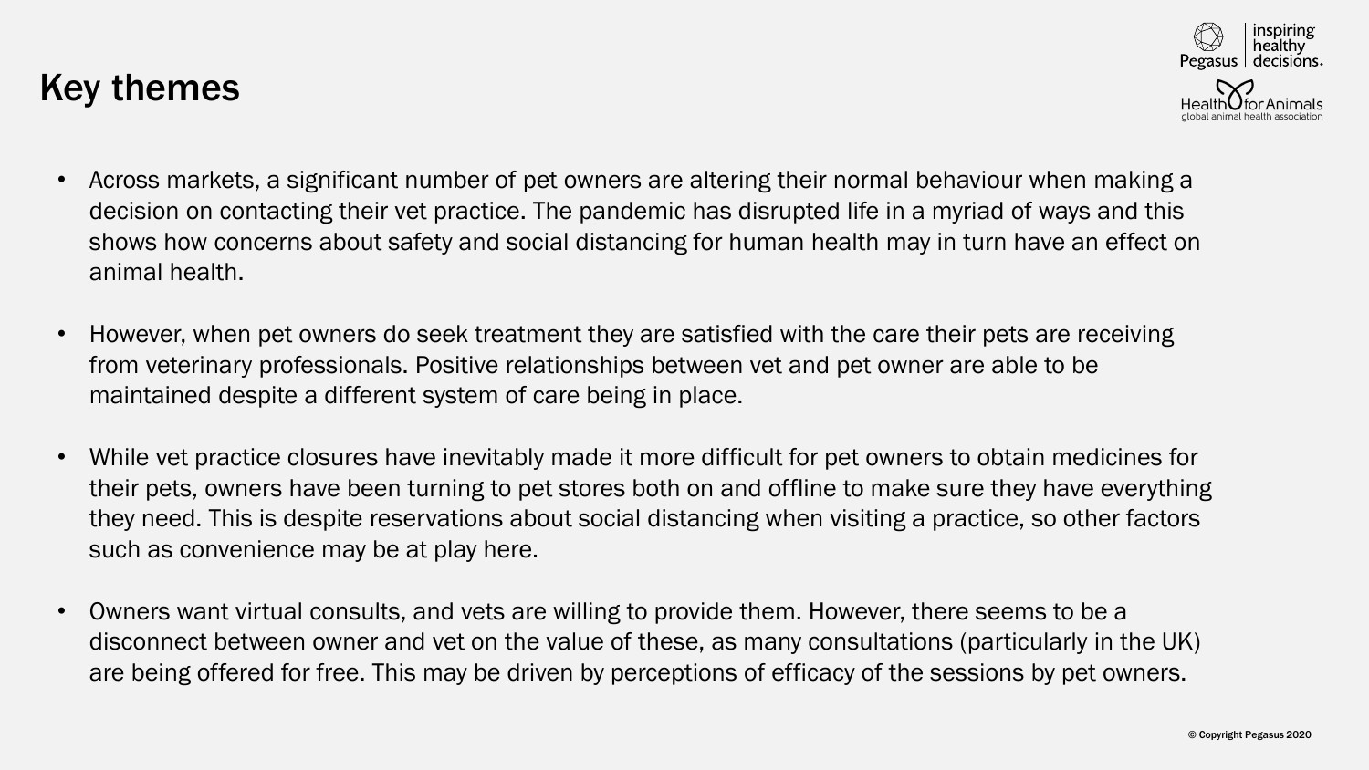# Key themes

- Across markets, a significant number of pet owners are altering their normal behaviour when making a decision on contacting their vet practice. The pandemic has disrupted life in a myriad of ways and this shows how concerns about safety and social distancing for human health may in turn have an effect on animal health.

- However, when pet owners do seek treatment they are satisfied with the care their pets are receiving from veterinary professionals. Positive relationships between vet and pet owner are able to be maintained despite a different system of care being in place.

- While vet practice closures have inevitably made it more difficult for pet owners to obtain medicines for their pets, owners have been turning to pet stores both on and offline to make sure they have everything they need. This is despite reservations about social distancing when visiting a practice, so other factors such as convenience may be at play here.

- Owners want virtual consults, and vets are willing to provide them. However, there seems to be a disconnect between owner and vet on the value of these, as many consultations (particularly in the UK) are being offered for free. This may be driven by perceptions of efficacy of the sessions by pet owners.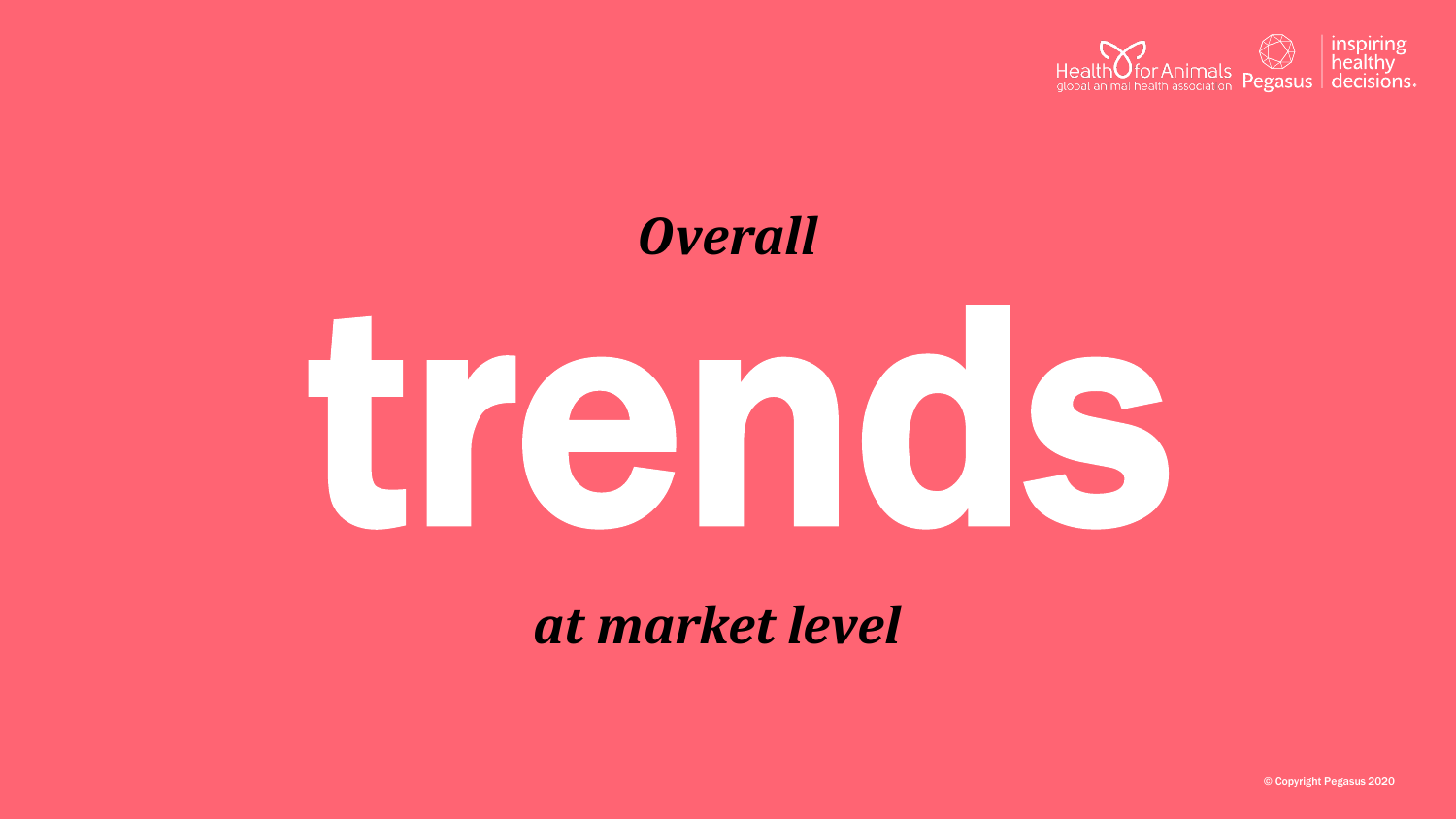*Overall*

# trends

*at market level*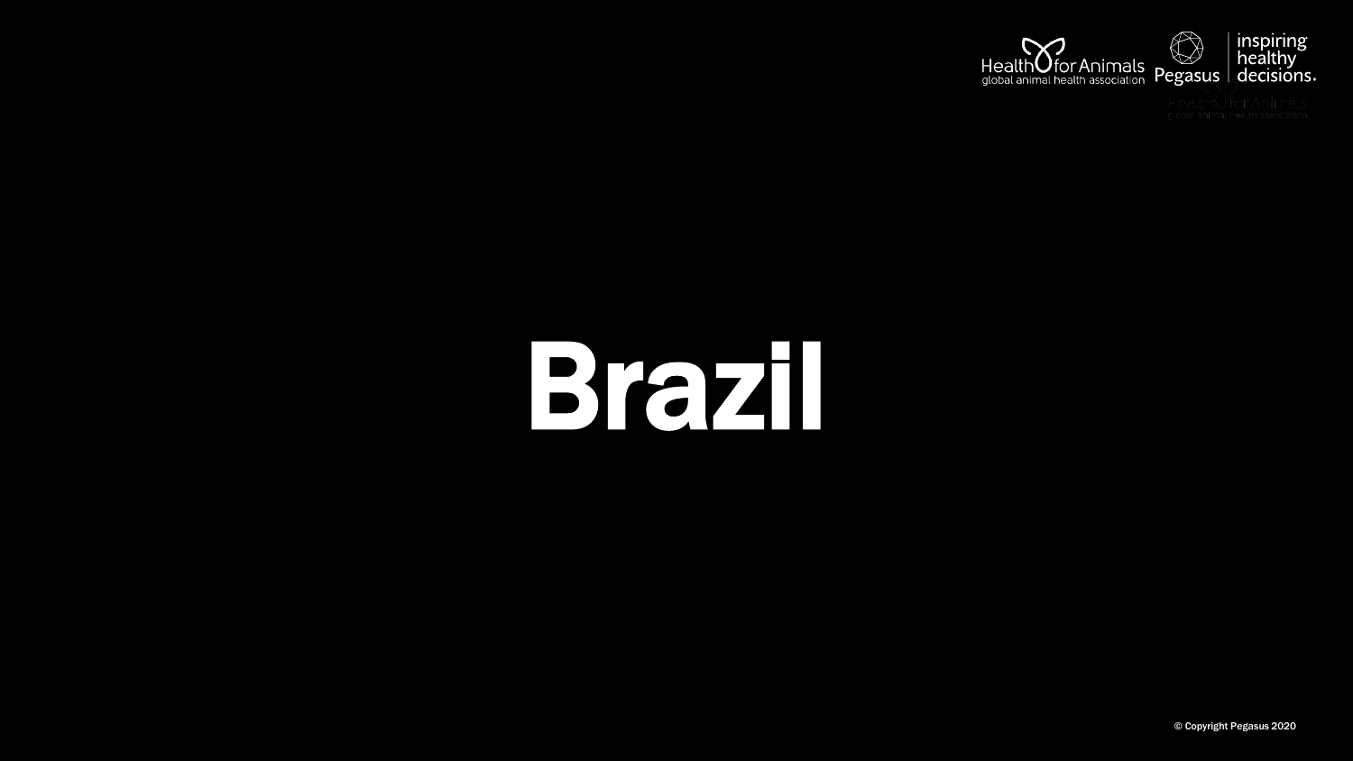# Brazil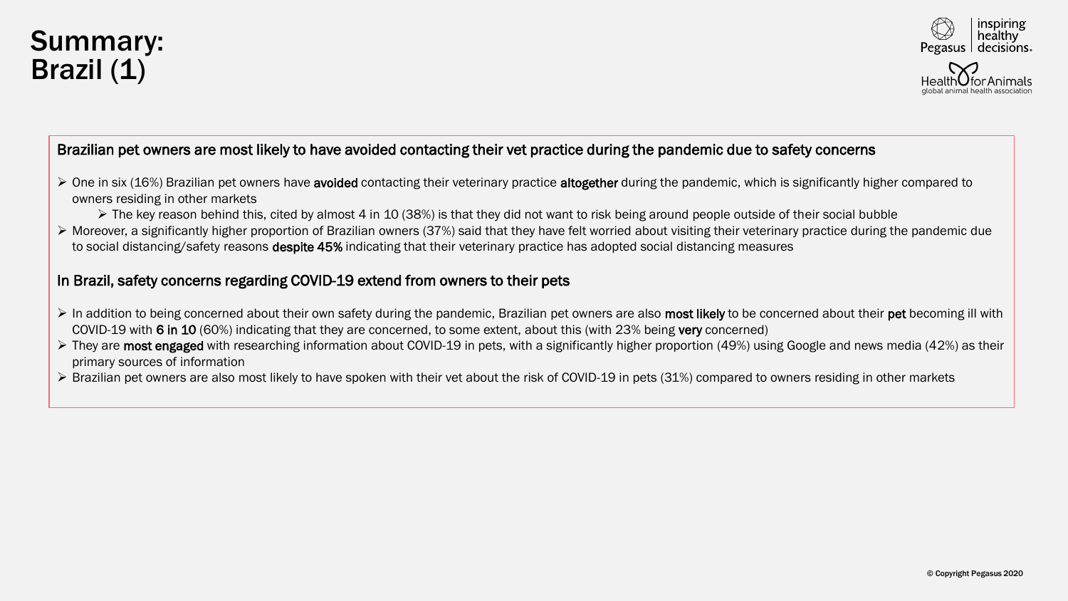# Summary: Brazil (1)

## Brazilian pet owners are most likely to have avoided contacting their vet practice during the pandemic due to safety concerns

- One in six (16%) Brazilian pet owners have **avoided** contacting their veterinary practice **altogether** during the pandemic, which is significantly higher compared to owners residing in other markets
  - The key reason behind this, cited by almost 4 in 10 (38%) is that they did not want to risk being around people outside of their social bubble
- Moreover, a significantly higher proportion of Brazilian owners (37%) said that they have felt worried about visiting their veterinary practice during the pandemic due to social distancing/safety reasons **despite 45%** indicating that their veterinary practice has adopted social distancing measures

## In Brazil, safety concerns regarding COVID-19 extend from owners to their pets

- In addition to being concerned about their own safety during the pandemic, Brazilian pet owners are also **most likely** to be concerned about their **pet** becoming ill with COVID-19 with **6 in 10** (60%) indicating that they are concerned, to some extent, about this (with 23% being **very** concerned)
- They are **most engaged** with researching information about COVID-19 in pets, with a significantly higher proportion (49%) using Google and news media (42%) as their primary sources of information
- Brazilian pet owners are also most likely to have spoken with their vet about the risk of COVID-19 in pets (31%) compared to owners residing in other markets

© Copyright Pegasus 2020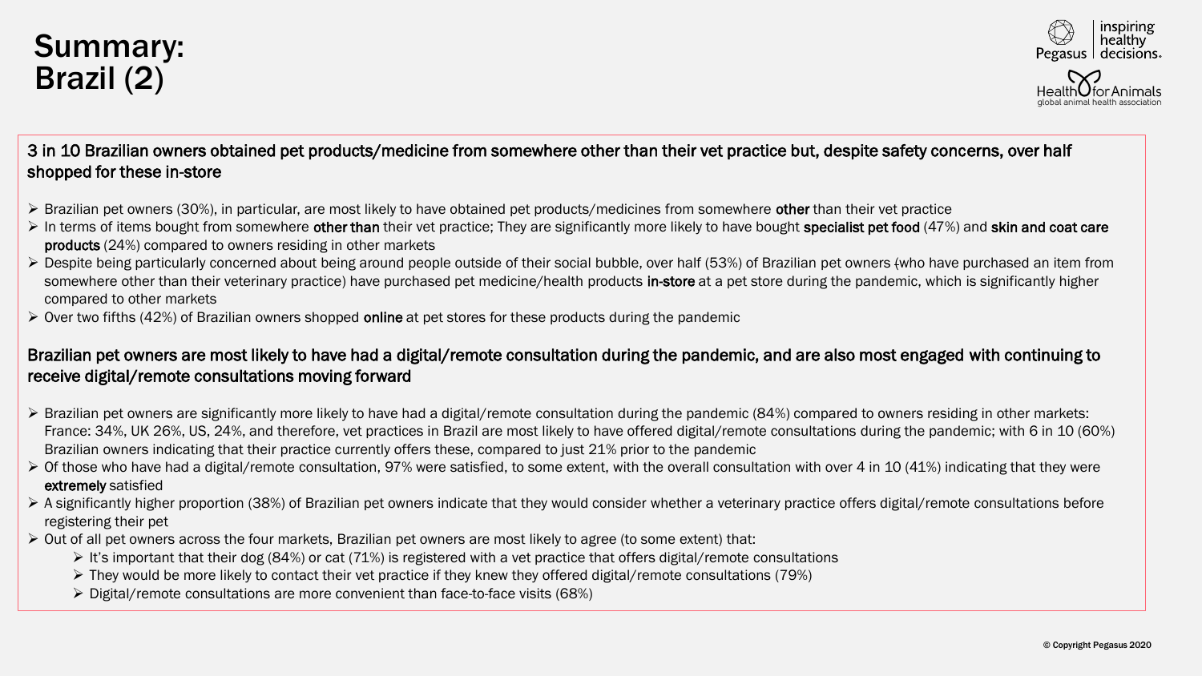# Summary: Brazil (2)

**3 in 10 Brazilian owners obtained pet products/medicine from somewhere other than their vet practice but, despite safety concerns, over half shopped for these in-store**

- Brazilian pet owners (30%), in particular, are most likely to have obtained pet products/medicines from somewhere **other** than their vet practice
- In terms of items bought from somewhere **other than** their vet practice; They are significantly more likely to have bought **specialist pet food** (47%) and **skin and coat care products** (24%) compared to owners residing in other markets
- Despite being particularly concerned about being around people outside of their social bubble, over half (53%) of Brazilian pet owners (who have purchased an item from somewhere other than their veterinary practice) have purchased pet medicine/health products **in-store** at a pet store during the pandemic, which is significantly higher compared to other markets
- Over two fifths (42%) of Brazilian owners shopped **online** at pet stores for these products during the pandemic

**Brazilian pet owners are most likely to have had a digital/remote consultation during the pandemic, and are also most engaged with continuing to receive digital/remote consultations moving forward**

- Brazilian pet owners are significantly more likely to have had a digital/remote consultation during the pandemic (84%) compared to owners residing in other markets: France: 34%, UK 26%, US, 24%, and therefore, vet practices in Brazil are most likely to have offered digital/remote consultations during the pandemic; with 6 in 10 (60%) Brazilian owners indicating that their practice currently offers these, compared to just 21% prior to the pandemic
- Of those who have had a digital/remote consultation, 97% were satisfied, to some extent, with the overall consultation with over 4 in 10 (41%) indicating that they were **extremely** satisfied
- A significantly higher proportion (38%) of Brazilian pet owners indicate that they would consider whether a veterinary practice offers digital/remote consultations before registering their pet
- Out of all pet owners across the four markets, Brazilian pet owners are most likely to agree (to some extent) that:
  - It's important that their dog (84%) or cat (71%) is registered with a vet practice that offers digital/remote consultations
  - They would be more likely to contact their vet practice if they knew they offered digital/remote consultations (79%)
  - Digital/remote consultations are more convenient than face-to-face visits (68%)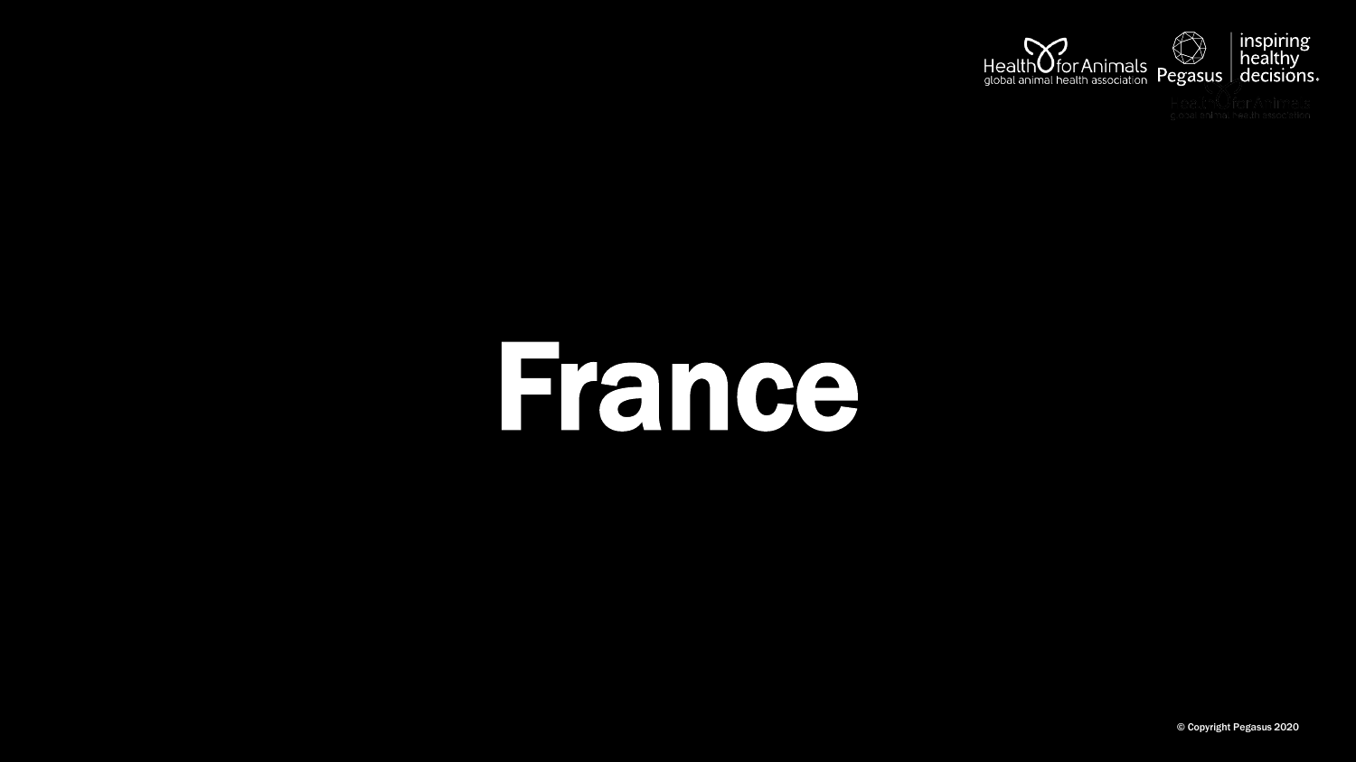# France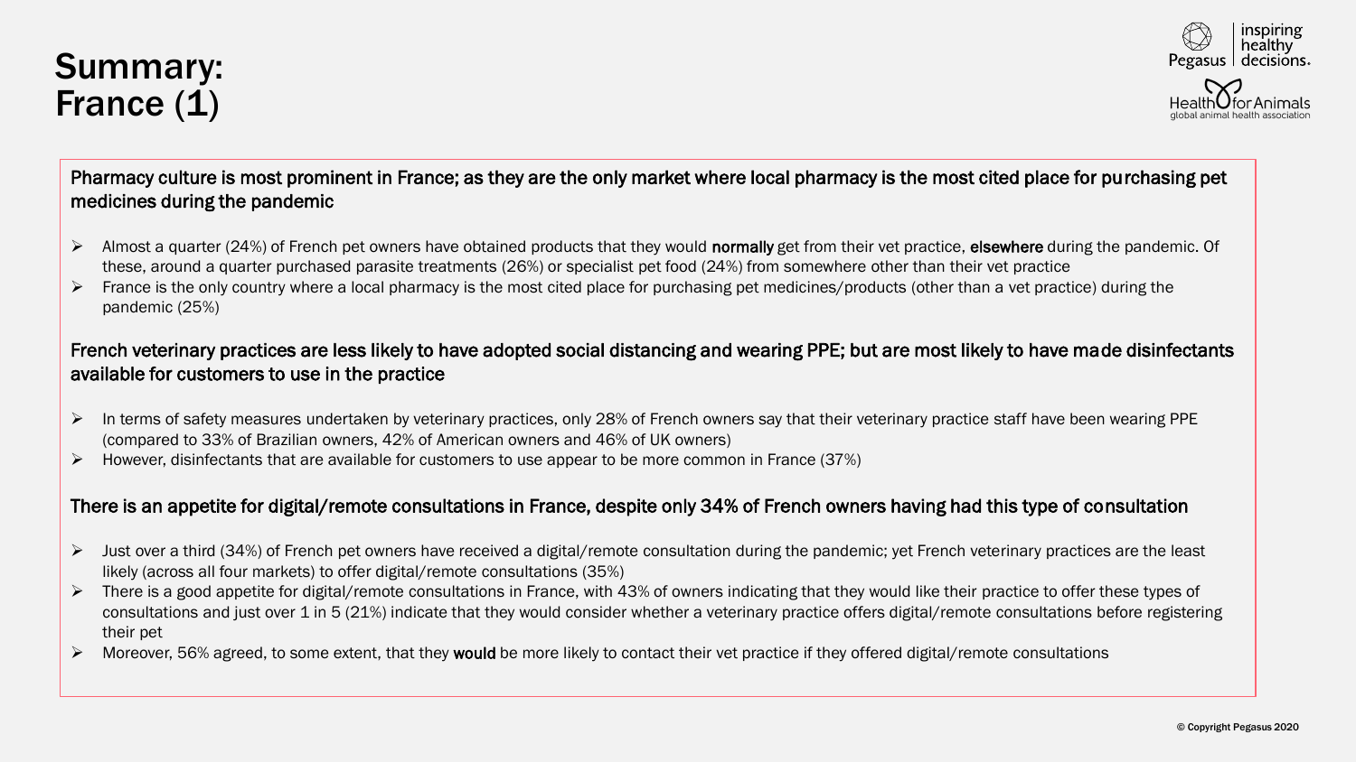# Summary: France (1)

**Pharmacy culture is most prominent in France; as they are the only market where local pharmacy is the most cited place for purchasing pet medicines during the pandemic**

- Almost a quarter (24%) of French pet owners have obtained products that they would **normally** get from their vet practice, **elsewhere** during the pandemic. Of these, around a quarter purchased parasite treatments (26%) or specialist pet food (24%) from somewhere other than their vet practice
- France is the only country where a local pharmacy is the most cited place for purchasing pet medicines/products (other than a vet practice) during the pandemic (25%)

**French veterinary practices are less likely to have adopted social distancing and wearing PPE; but are most likely to have made disinfectants available for customers to use in the practice**

- In terms of safety measures undertaken by veterinary practices, only 28% of French owners say that their veterinary practice staff have been wearing PPE (compared to 33% of Brazilian owners, 42% of American owners and 46% of UK owners)
- However, disinfectants that are available for customers to use appear to be more common in France (37%)

**There is an appetite for digital/remote consultations in France, despite only 34% of French owners having had this type of consultation**

- Just over a third (34%) of French pet owners have received a digital/remote consultation during the pandemic; yet French veterinary practices are the least likely (across all four markets) to offer digital/remote consultations (35%)
- There is a good appetite for digital/remote consultations in France, with 43% of owners indicating that they would like their practice to offer these types of consultations and just over 1 in 5 (21%) indicate that they would consider whether a veterinary practice offers digital/remote consultations before registering their pet
- Moreover, 56% agreed, to some extent, that they **would** be more likely to contact their vet practice if they offered digital/remote consultations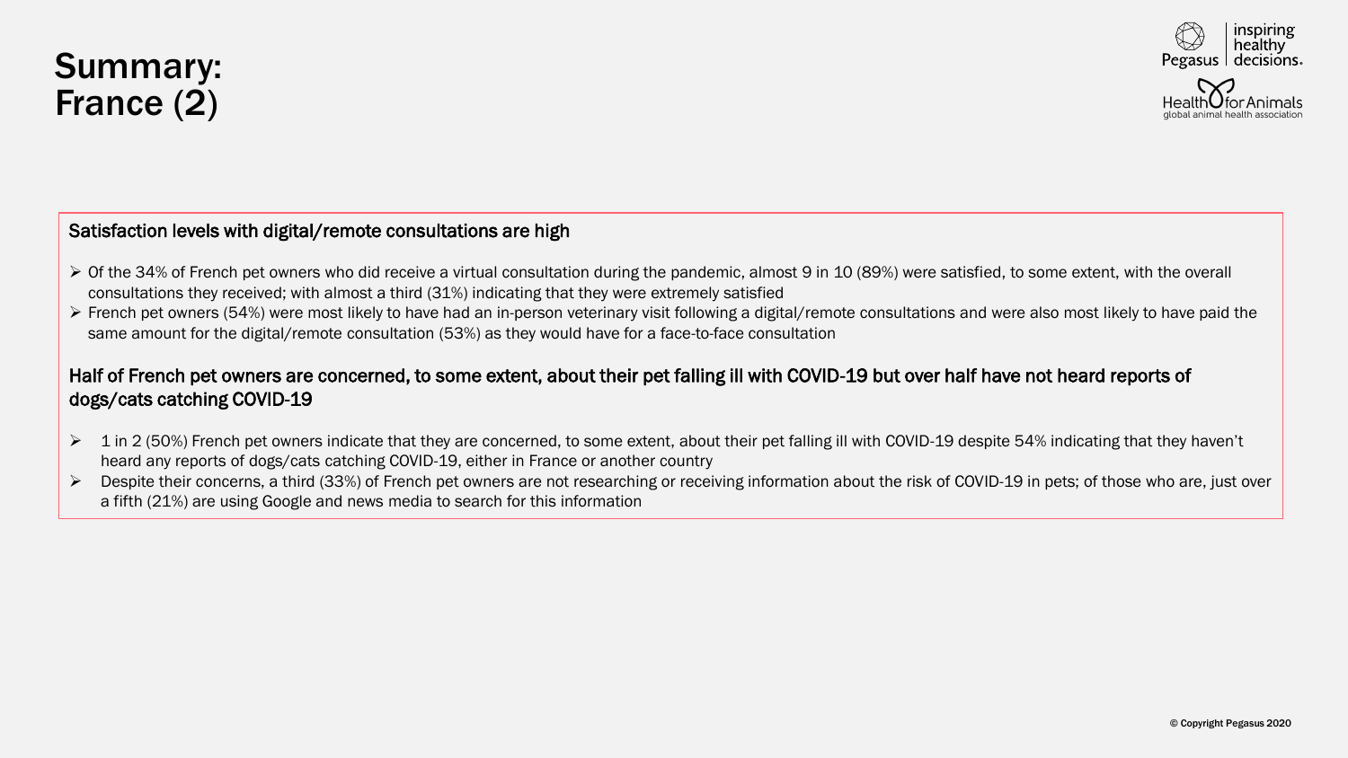# Summary: France (2)

### Satisfaction levels with digital/remote consultations are high

- Of the 34% of French pet owners who did receive a virtual consultation during the pandemic, almost 9 in 10 (89%) were satisfied, to some extent, with the overall consultations they received; with almost a third (31%) indicating that they were extremely satisfied
- French pet owners (54%) were most likely to have had an in-person veterinary visit following a digital/remote consultations and were also most likely to have paid the same amount for the digital/remote consultation (53%) as they would have for a face-to-face consultation

### Half of French pet owners are concerned, to some extent, about their pet falling ill with COVID-19 but over half have not heard reports of dogs/cats catching COVID-19

- 1 in 2 (50%) French pet owners indicate that they are concerned, to some extent, about their pet falling ill with COVID-19 despite 54% indicating that they haven't heard any reports of dogs/cats catching COVID-19, either in France or another country
- Despite their concerns, a third (33%) of French pet owners are not researching or receiving information about the risk of COVID-19 in pets; of those who are, just over a fifth (21%) are using Google and news media to search for this information

© Copyright Pegasus 2020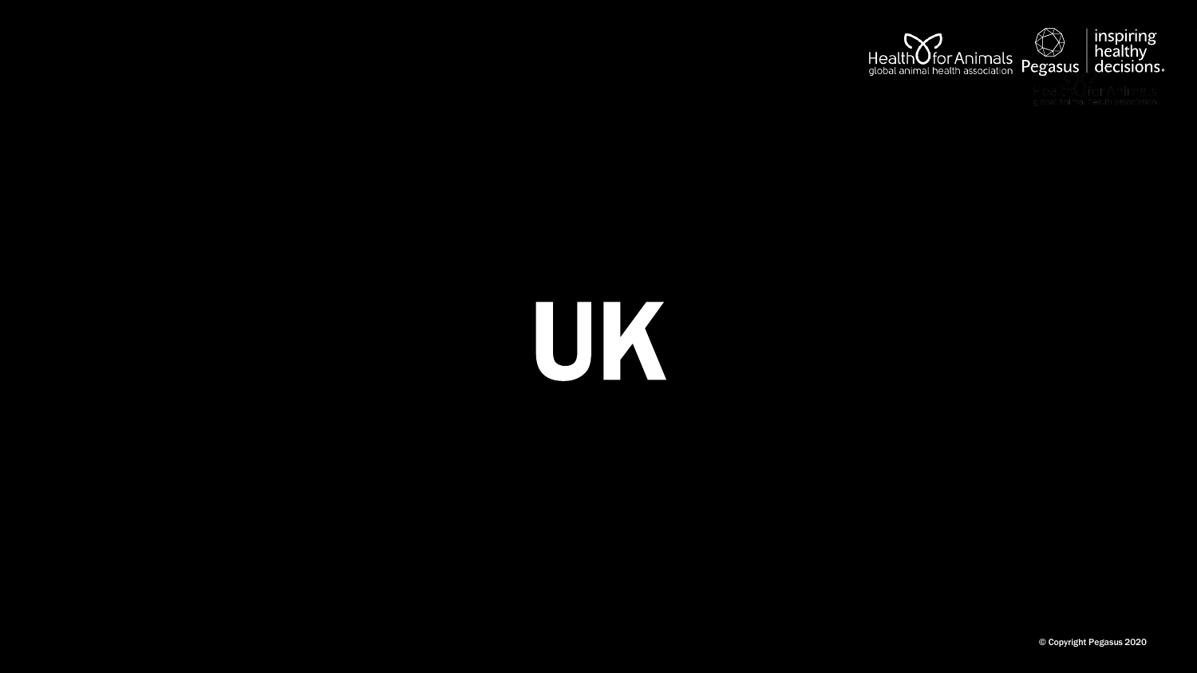# UK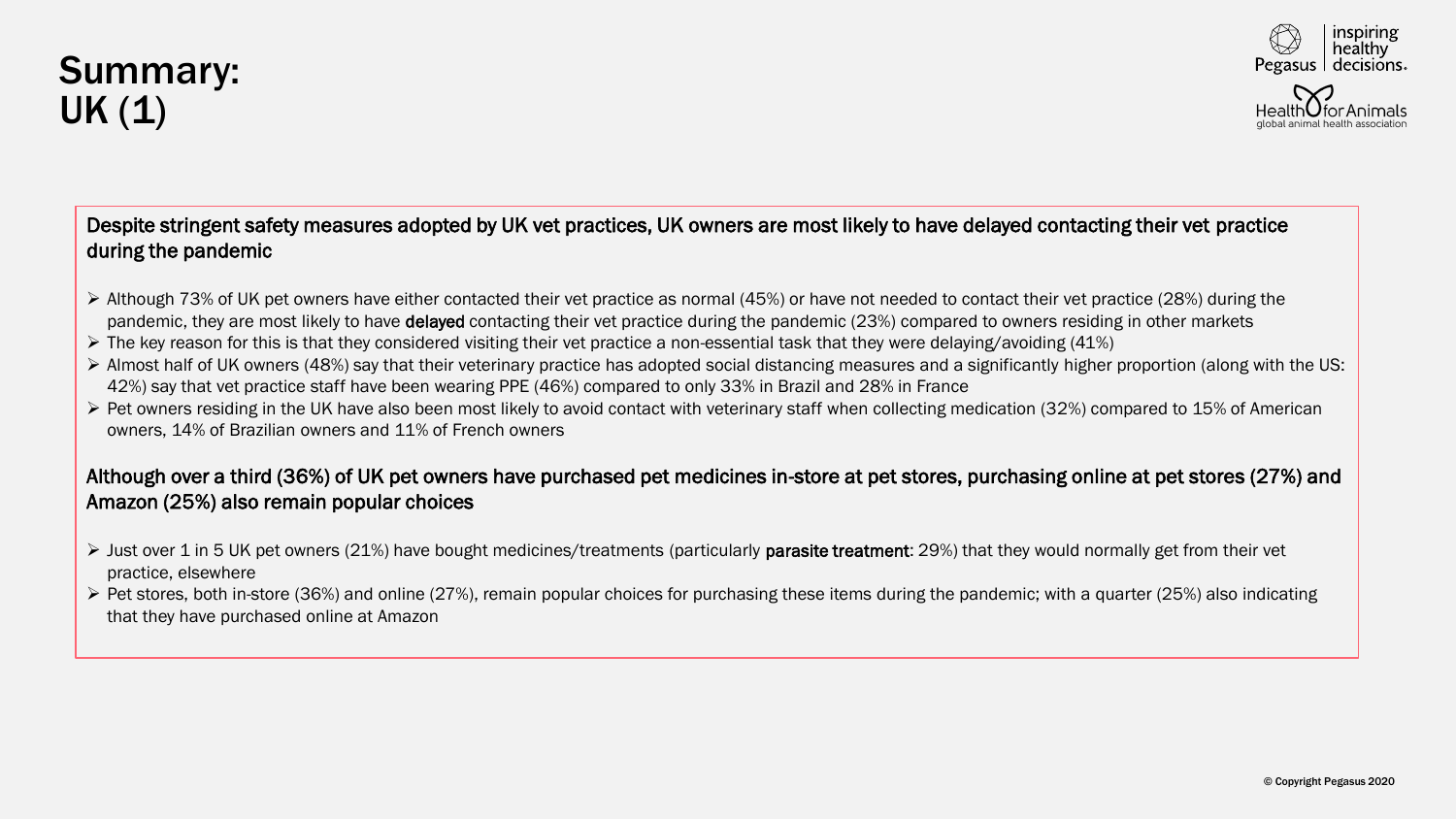# Summary: UK (1)

**Despite stringent safety measures adopted by UK vet practices, UK owners are most likely to have delayed contacting their vet practice during the pandemic**

- Although 73% of UK pet owners have either contacted their vet practice as normal (45%) or have not needed to contact their vet practice (28%) during the pandemic, they are most likely to have **delayed** contacting their vet practice during the pandemic (23%) compared to owners residing in other markets
- The key reason for this is that they considered visiting their vet practice a non-essential task that they were delaying/avoiding (41%)
- Almost half of UK owners (48%) say that their veterinary practice has adopted social distancing measures and a significantly higher proportion (along with the US: 42%) say that vet practice staff have been wearing PPE (46%) compared to only 33% in Brazil and 28% in France
- Pet owners residing in the UK have also been most likely to avoid contact with veterinary staff when collecting medication (32%) compared to 15% of American owners, 14% of Brazilian owners and 11% of French owners

**Although over a third (36%) of UK pet owners have purchased pet medicines in-store at pet stores, purchasing online at pet stores (27%) and Amazon (25%) also remain popular choices**

- Just over 1 in 5 UK pet owners (21%) have bought medicines/treatments (particularly **parasite treatment**: 29%) that they would normally get from their vet practice, elsewhere
- Pet stores, both in-store (36%) and online (27%), remain popular choices for purchasing these items during the pandemic; with a quarter (25%) also indicating that they have purchased online at Amazon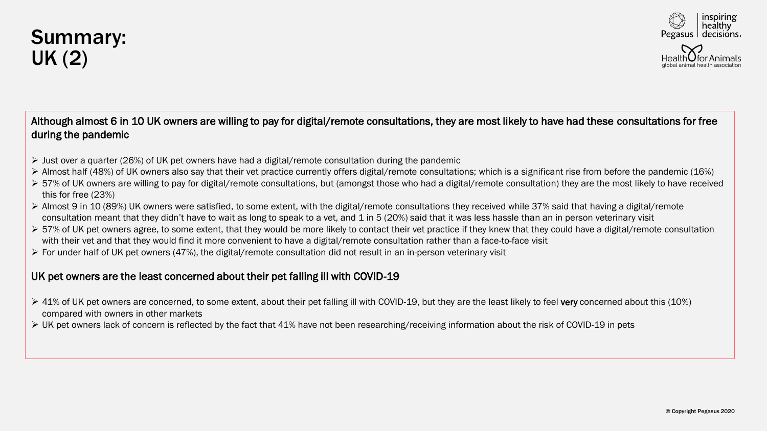# Summary: UK (2)

**Although almost 6 in 10 UK owners are willing to pay for digital/remote consultations, they are most likely to have had these consultations for free during the pandemic**

- Just over a quarter (26%) of UK pet owners have had a digital/remote consultation during the pandemic
- Almost half (48%) of UK owners also say that their vet practice currently offers digital/remote consultations; which is a significant rise from before the pandemic (16%)
- 57% of UK owners are willing to pay for digital/remote consultations, but (amongst those who had a digital/remote consultation) they are the most likely to have received this for free (23%)
- Almost 9 in 10 (89%) UK owners were satisfied, to some extent, with the digital/remote consultations they received while 37% said that having a digital/remote consultation meant that they didn't have to wait as long to speak to a vet, and 1 in 5 (20%) said that it was less hassle than an in person veterinary visit
- 57% of UK pet owners agree, to some extent, that they would be more likely to contact their vet practice if they knew that they could have a digital/remote consultation with their vet and that they would find it more convenient to have a digital/remote consultation rather than a face-to-face visit
- For under half of UK pet owners (47%), the digital/remote consultation did not result in an in-person veterinary visit

**UK pet owners are the least concerned about their pet falling ill with COVID-19**

- 41% of UK pet owners are concerned, to some extent, about their pet falling ill with COVID-19, but they are the least likely to feel **very** concerned about this (10%) compared with owners in other markets
- UK pet owners lack of concern is reflected by the fact that 41% have not been researching/receiving information about the risk of COVID-19 in pets

© Copyright Pegasus 2020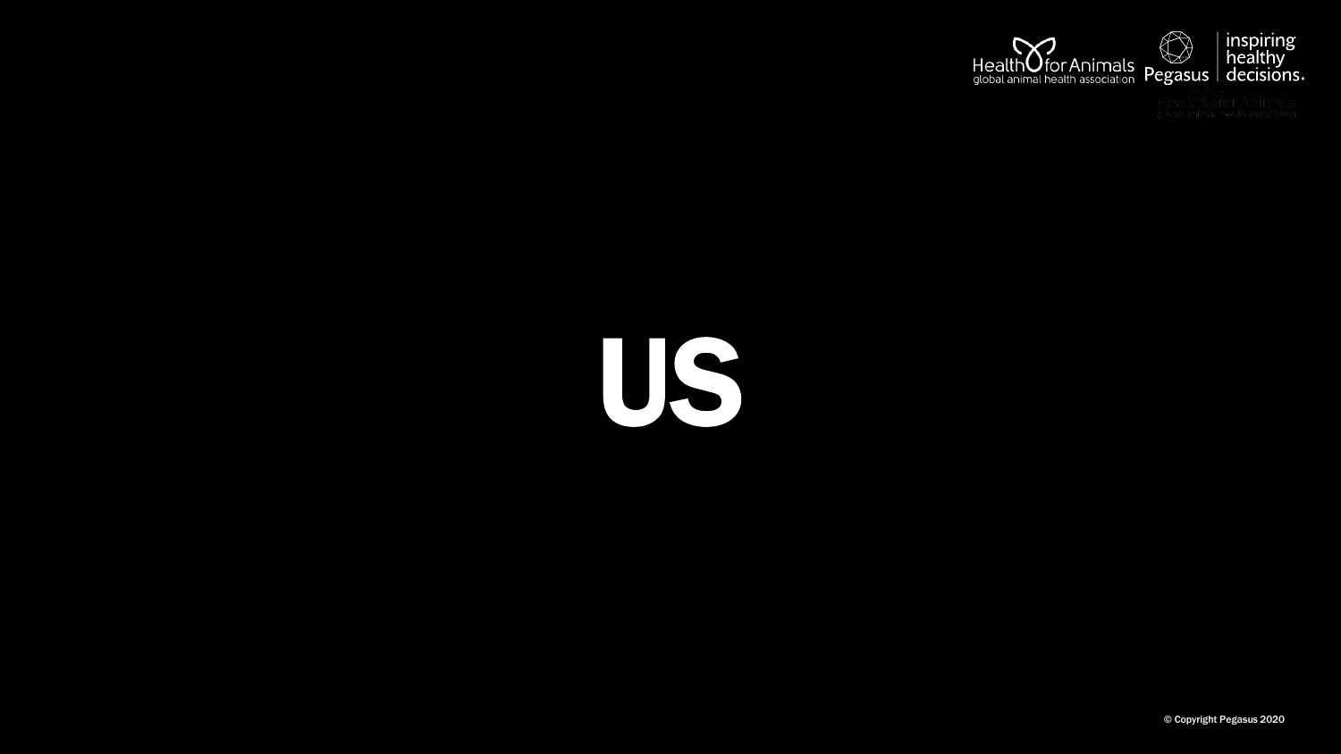# US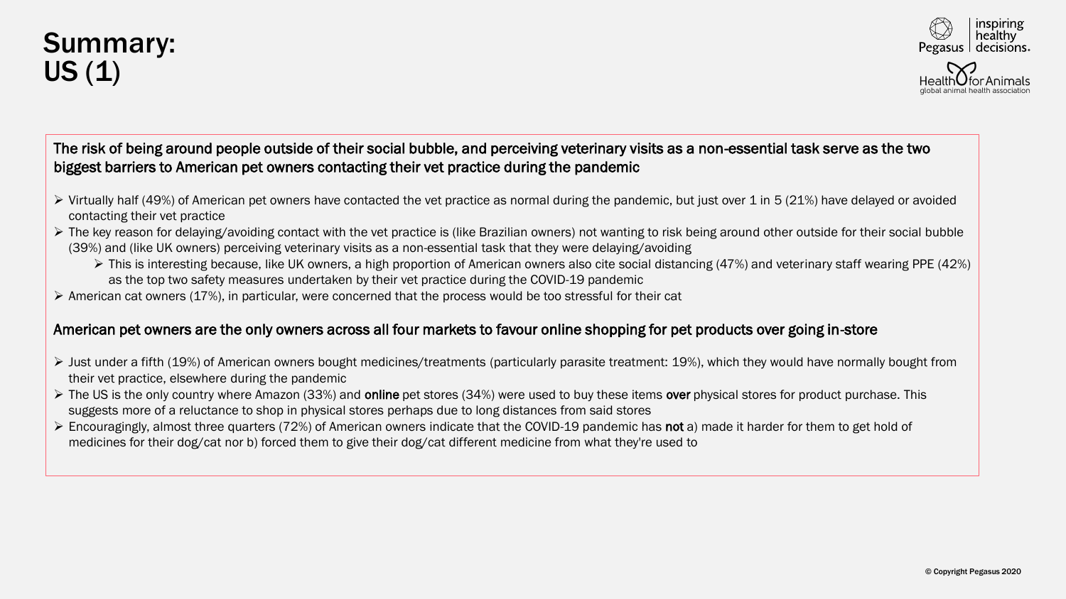# Summary: US (1)

**The risk of being around people outside of their social bubble, and perceiving veterinary visits as a non-essential task serve as the two biggest barriers to American pet owners contacting their vet practice during the pandemic**

- Virtually half (49%) of American pet owners have contacted the vet practice as normal during the pandemic, but just over 1 in 5 (21%) have delayed or avoided contacting their vet practice
- The key reason for delaying/avoiding contact with the vet practice is (like Brazilian owners) not wanting to risk being around other outside for their social bubble (39%) and (like UK owners) perceiving veterinary visits as a non-essential task that they were delaying/avoiding
  - This is interesting because, like UK owners, a high proportion of American owners also cite social distancing (47%) and veterinary staff wearing PPE (42%) as the top two safety measures undertaken by their vet practice during the COVID-19 pandemic
- American cat owners (17%), in particular, were concerned that the process would be too stressful for their cat

**American pet owners are the only owners across all four markets to favour online shopping for pet products over going in-store**

- Just under a fifth (19%) of American owners bought medicines/treatments (particularly parasite treatment: 19%), which they would have normally bought from their vet practice, elsewhere during the pandemic
- The US is the only country where Amazon (33%) and **online** pet stores (34%) were used to buy these items **over** physical stores for product purchase. This suggests more of a reluctance to shop in physical stores perhaps due to long distances from said stores
- Encouragingly, almost three quarters (72%) of American owners indicate that the COVID-19 pandemic has **not** a) made it harder for them to get hold of medicines for their dog/cat nor b) forced them to give their dog/cat different medicine from what they're used to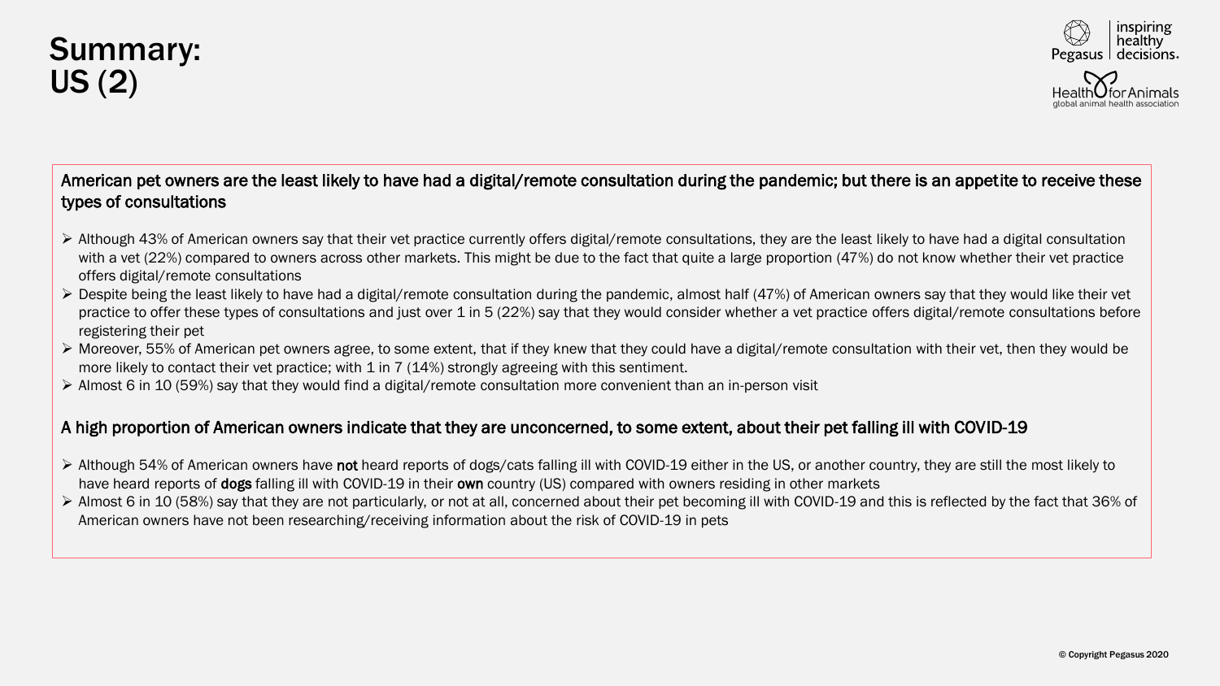# Summary: US (2)

**American pet owners are the least likely to have had a digital/remote consultation during the pandemic; but there is an appetite to receive these types of consultations**

- Although 43% of American owners say that their vet practice currently offers digital/remote consultations, they are the least likely to have had a digital consultation with a vet (22%) compared to owners across other markets. This might be due to the fact that quite a large proportion (47%) do not know whether their vet practice offers digital/remote consultations
- Despite being the least likely to have had a digital/remote consultation during the pandemic, almost half (47%) of American owners say that they would like their vet practice to offer these types of consultations and just over 1 in 5 (22%) say that they would consider whether a vet practice offers digital/remote consultations before registering their pet
- Moreover, 55% of American pet owners agree, to some extent, that if they knew that they could have a digital/remote consultation with their vet, then they would be more likely to contact their vet practice; with 1 in 7 (14%) strongly agreeing with this sentiment.
- Almost 6 in 10 (59%) say that they would find a digital/remote consultation more convenient than an in-person visit

**A high proportion of American owners indicate that they are unconcerned, to some extent, about their pet falling ill with COVID-19**

- Although 54% of American owners have **not** heard reports of dogs/cats falling ill with COVID-19 either in the US, or another country, they are still the most likely to have heard reports of **dogs** falling ill with COVID-19 in their **own** country (US) compared with owners residing in other markets
- Almost 6 in 10 (58%) say that they are not particularly, or not at all, concerned about their pet becoming ill with COVID-19 and this is reflected by the fact that 36% of American owners have not been researching/receiving information about the risk of COVID-19 in pets

© Copyright Pegasus 2020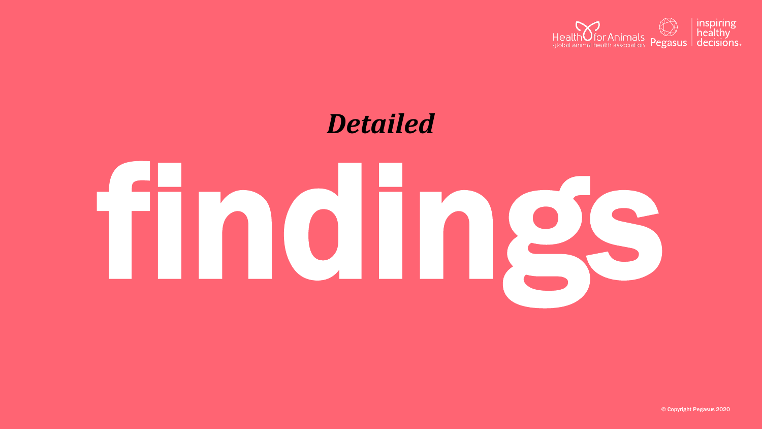# *Detailed* findings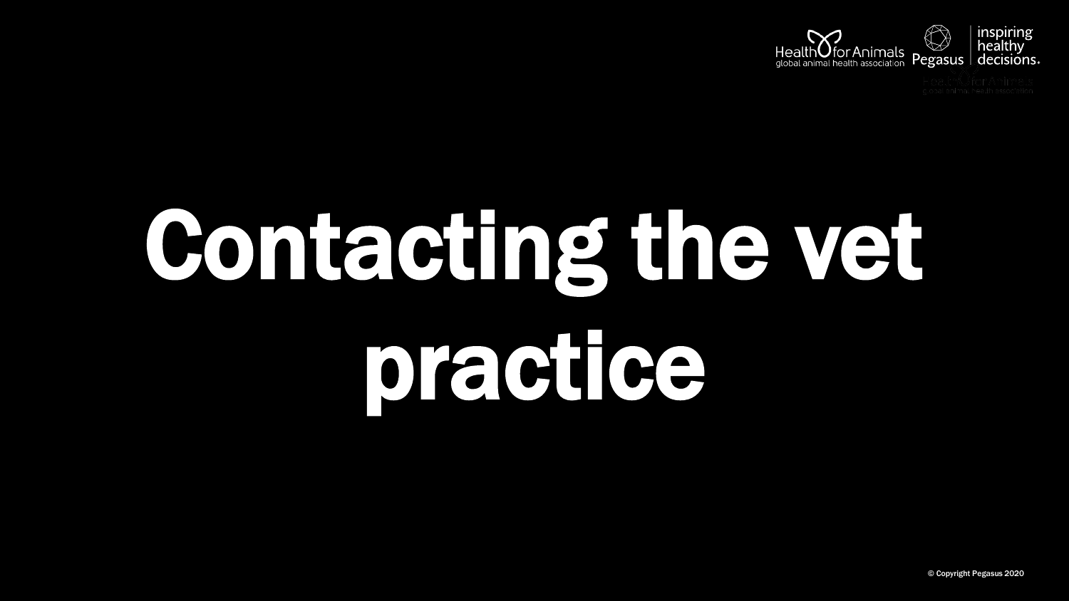# Contacting the vet practice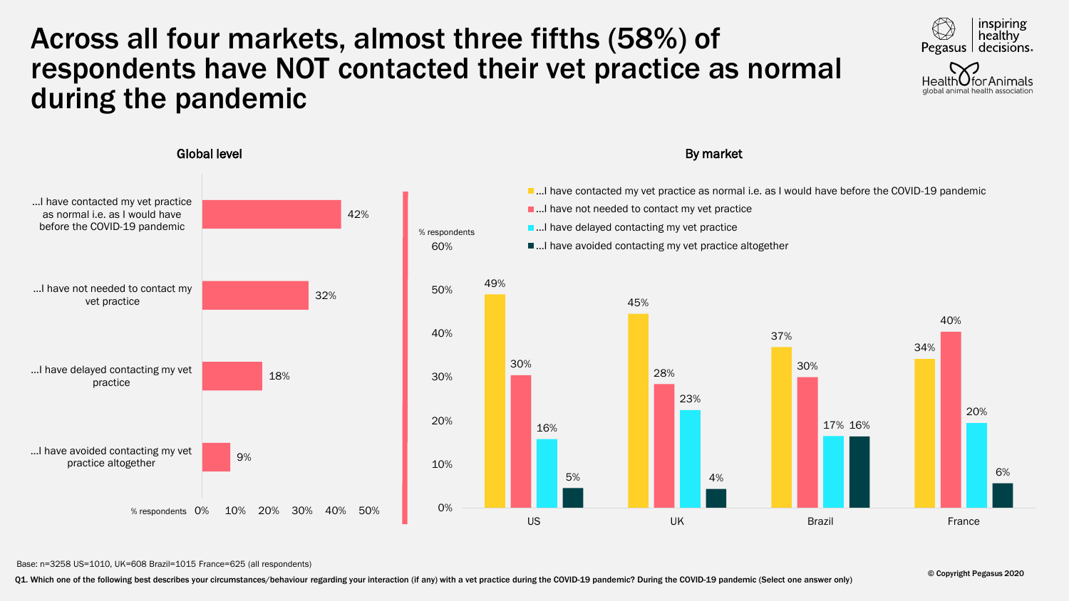# Across all four markets, almost three fifths (58%) of respondents have NOT contacted their vet practice as normal during the pandemic

Pegasus | inspiring healthy decisions.

HealthforAnimals global animal health association

## Global level

…I have contacted my vet practice as normal i.e. as I would have before the COVID-19 pandemic 42%

…I have not needed to contact my vet practice 32%

…I have delayed contacting my vet practice 18%

…I have avoided contacting my vet practice altogether 9%

% respondents 0% 10% 20% 30% 40% 50%

## By market

…I have contacted my vet practice as normal i.e. as I would have before the COVID-19 pandemic

…I have not needed to contact my vet practice

…I have delayed contacting my vet practice

…I have avoided contacting my vet practice altogether

% respondents 60% 50% 40% 30% 20% 10% 0%

US: 49% 30% 16% 5%

UK: 45% 28% 23% 4%

Brazil: 37% 30% 17% 16%

France: 34% 40% 20% 6%

Base: n=3258 US=1010, UK=608 Brazil=1015 France=625 (all respondents)

Q1. Which one of the following best describes your circumstances/behaviour regarding your interaction (if any) with a vet practice during the COVID-19 pandemic? During the COVID-19 pandemic (Select one answer only)

© Copyright Pegasus 2020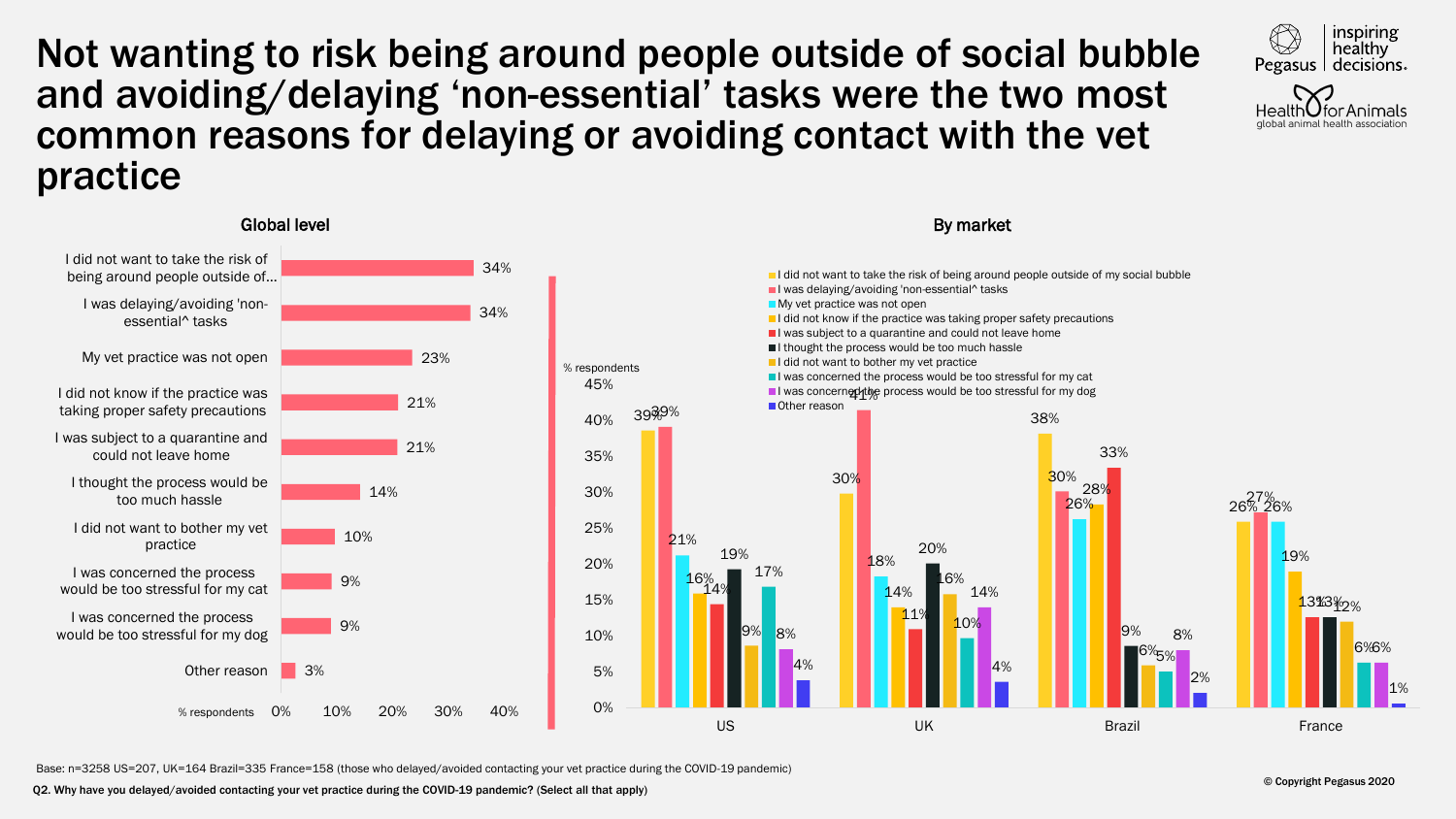# Not wanting to risk being around people outside of social bubble and avoiding/delaying 'non-essential' tasks were the two most common reasons for delaying or avoiding contact with the vet practice

## Global level

| Reason | % respondents |
|---|---|
| I did not want to take the risk of being around people outside of... | 34% |
| I was delaying/avoiding 'non-essential^ tasks | 34% |
| My vet practice was not open | 23% |
| I did not know if the practice was taking proper safety precautions | 21% |
| I was subject to a quarantine and could not leave home | 21% |
| I thought the process would be too much hassle | 14% |
| I did not want to bother my vet practice | 10% |
| I was concerned the process would be too stressful for my cat | 9% |
| I was concerned the process would be too stressful for my dog | 9% |
| Other reason | 3% |

## By market

| Reason (% respondents) | US | UK | Brazil | France |
|---|---|---|---|---|
| I did not want to take the risk of being around people outside of my social bubble | 39% | 30% | 38% | 26% |
| I was delaying/avoiding 'non-essential^ tasks | 39% | 41% | 30% | 27% |
| My vet practice was not open | 21% | 18% | 26% | 26% |
| I did not know if the practice was taking proper safety precautions | 16% | 14% | 28% | 19% |
| I was subject to a quarantine and could not leave home | 14% | 11% | 33% | 13% |
| I thought the process would be too much hassle | 19% | 20% | 9% | 13% |
| I did not want to bother my vet practice | 9% | 16% | 6% | 12% |
| I was concerned the process would be too stressful for my cat | 17% | 10% | 5% | 6% |
| I was concerned the process would be too stressful for my dog | 8% | 14% | 8% | 6% |
| Other reason | 4% | 4% | 2% | 1% |

Base: n=3258 US=207, UK=164 Brazil=335 France=158 (those who delayed/avoided contacting your vet practice during the COVID-19 pandemic)

Q2. Why have you delayed/avoided contacting your vet practice during the COVID-19 pandemic? (Select all that apply)

© Copyright Pegasus 2020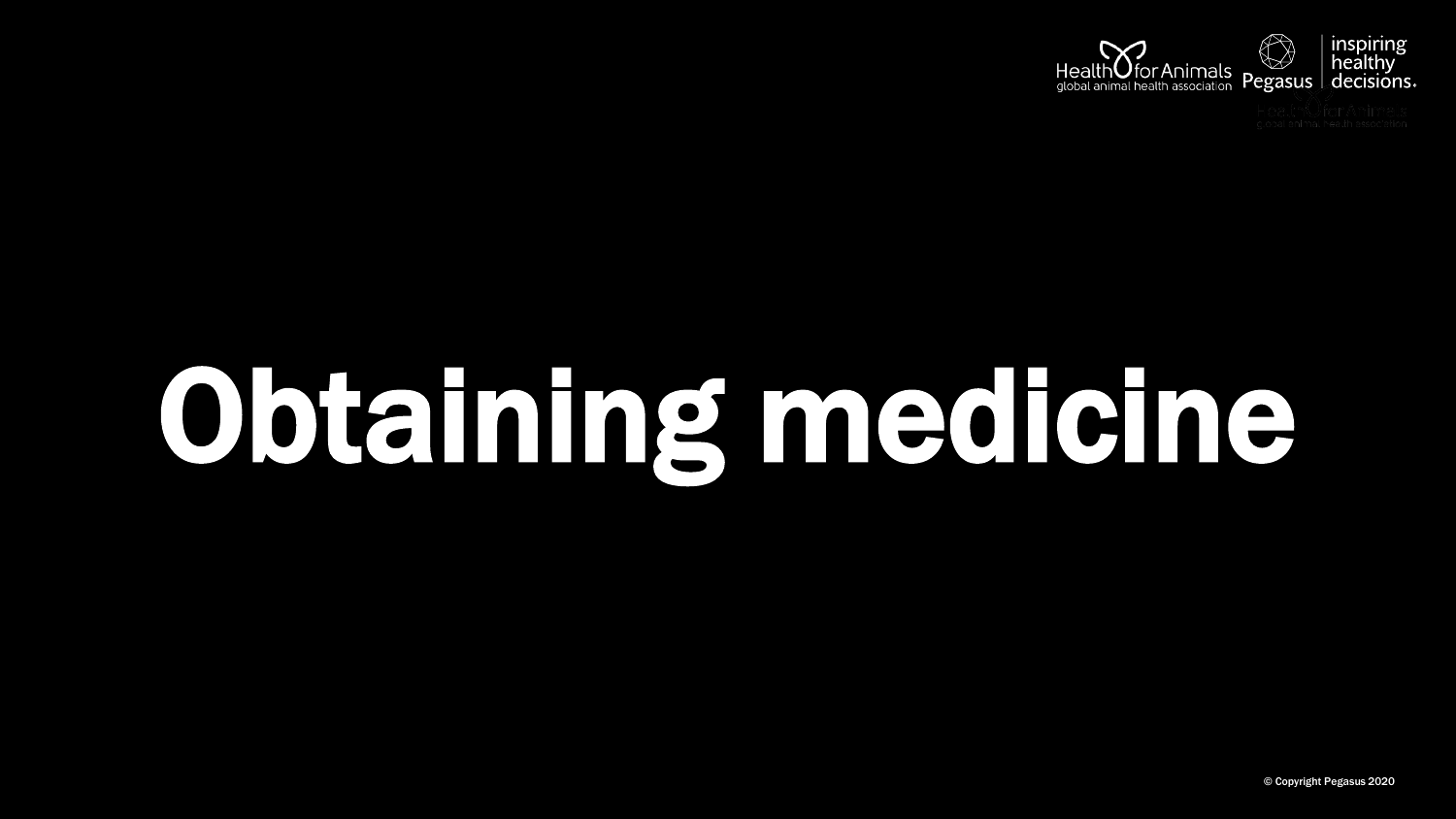# Obtaining medicine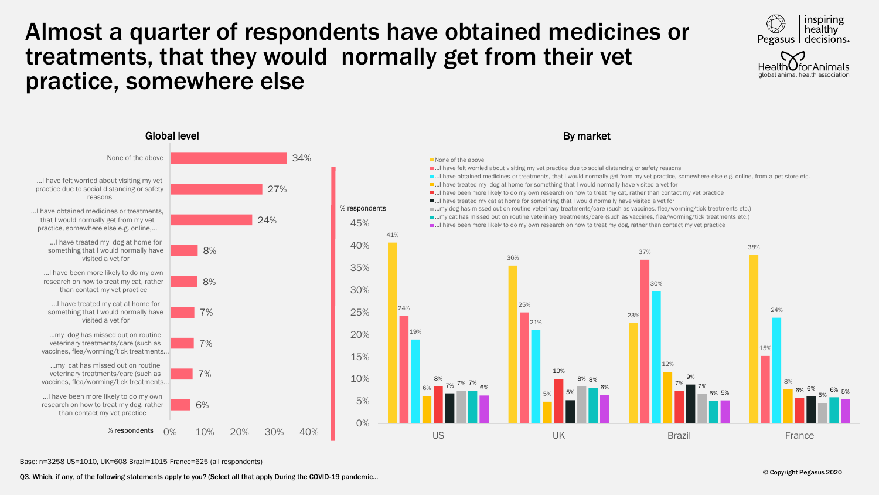# Almost a quarter of respondents have obtained medicines or treatments, that they would normally get from their vet practice, somewhere else

## Global level

None of the above 34%

...I have felt worried about visiting my vet practice due to social distancing or safety reasons 27%

...I have obtained medicines or treatments, that I would normally get from my vet practice, somewhere else e.g. online,... 24%

...I have treated my dog at home for something that I would normally have visited a vet for 8%

...I have been more likely to do my own research on how to treat my cat, rather than contact my vet practice 8%

...I have treated my cat at home for something that I would normally have visited a vet for 7%

...my dog has missed out on routine veterinary treatments/care (such as vaccines, flea/worming/tick treatments... 7%

...my cat has missed out on routine veterinary treatments/care (such as vaccines, flea/worming/tick treatments... 7%

...I have been more likely to do my own research on how to treat my dog, rather than contact my vet practice 6%

% respondents 0% 10% 20% 30% 40%

## By market

- None of the above
- ...I have felt worried about visiting my vet practice due to social distancing or safety reasons
- ...I have obtained medicines or treatments, that I would normally get from my vet practice, somewhere else e.g. online, from a pet store etc.
- ...I have treated my dog at home for something that I would normally have visited a vet for
- ...I have been more likely to do my own research on how to treat my cat, rather than contact my vet practice
- ...I have treated my cat at home for something that I would normally have visited a vet for
- ...my dog has missed out on routine veterinary treatments/care (such as vaccines, flea/worming/tick treatments etc.)
- ...my cat has missed out on routine veterinary treatments/care (such as vaccines, flea/worming/tick treatments etc.)
- ...I have been more likely to do my own research on how to treat my dog, rather than contact my vet practice

% respondents 0% 5% 10% 15% 20% 25% 30% 35% 40% 45%

US: 41% 24% 19% 6% 8% 7% 7% 7% 6%

UK: 36% 25% 21% 5% 10% 5% 8% 8% 6%

Brazil: 23% 37% 30% 12% 7% 9% 7% 5% 5%

France: 38% 15% 24% 8% 6% 6% 5% 6% 5%

Base: n=3258 US=1010, UK=608 Brazil=1015 France=625 (all respondents)

Q3. Which, if any, of the following statements apply to you? (Select all that apply During the COVID-19 pandemic...

© Copyright Pegasus 2020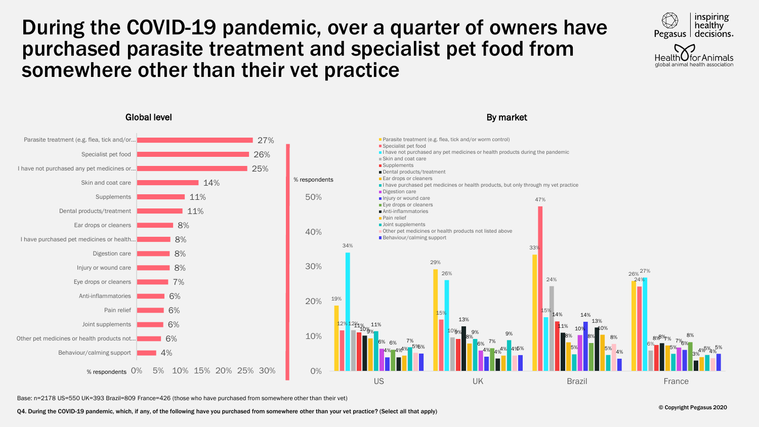# During the COVID-19 pandemic, over a quarter of owners have purchased parasite treatment and specialist pet food from somewhere other than their vet practice

Pegasus | inspiring healthy decisions.

HealthforAnimals global animal health association

## Global level

Parasite treatment (e.g. flea, tick and/or... 27%
Specialist pet food 26%
I have not purchased any pet medicines or... 25%
Skin and coat care 14%
Supplements 11%
Dental products/treatment 11%
Ear drops or cleaners 8%
I have purchased pet medicines or health... 8%
Digestion care 8%
Injury or wound care 8%
Eye drops or cleaners 7%
Anti-inflammatories 6%
Pain relief 6%
Joint supplements 6%
Other pet medicines or health products not... 6%
Behaviour/calming support 4%

% respondents
0% 5% 10% 15% 20% 25% 30%

## By market

% respondents

- Parasite treatment (e.g. flea, tick and/or worm control)
- Specialist pet food
- I have not purchased any pet medicines or health products during the pandemic
- Skin and coat care
- Supplements
- Dental products/treatment
- Ear drops or cleaners
- I have purchased pet medicines or health products, but only through my vet practice
- Digestion care
- Injury or wound care
- Eye drops or cleaners
- Anti-inflammatories
- Pain relief
- Joint supplements
- Other pet medicines or health products not listed above
- Behaviour/calming support

0% 10% 20% 30% 40% 50%

US: 19% 12% 34% 12% 11% 10% 9% 11% 6% 4% 6% 4% 4% 7% 5% 5%

UK: 29% 15% 26% 10% 9% 13% 8% 9% 6% 4% 7% 4% 4% 9% 4% 5%

Brazil: 33% 47% 15% 24% 14% 11% 8% 5% 10% 14% 8% 13% 10% 5% 8% 4%

France: 26% 24% 27% 6% 8% 8% 7% 5% 7% 6% 8% 3% 4% 5% 4% 5%

Base: n=2178 US=550 UK=393 Brazil=809 France=426 (those who have purchased from somewhere other than their vet)

Q4. During the COVID-19 pandemic, which, if any, of the following have you purchased from somewhere other than your vet practice? (Select all that apply)

© Copyright Pegasus 2020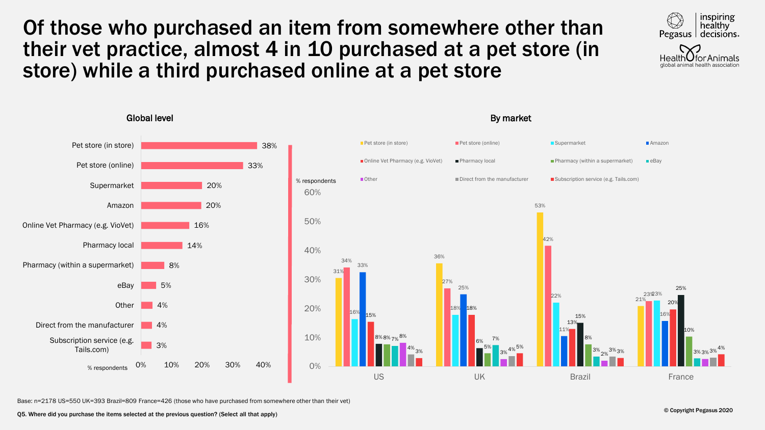# Of those who purchased an item from somewhere other than their vet practice, almost 4 in 10 purchased at a pet store (in store) while a third purchased online at a pet store

inspiring healthy decisions.

Pegasus

HealthforAnimals
global animal health association

## Global level

Pet store (in store) 38%
Pet store (online) 33%
Supermarket 20%
Amazon 20%
Online Vet Pharmacy (e.g. VioVet) 16%
Pharmacy local 14%
Pharmacy (within a supermarket) 8%
eBay 5%
Other 4%
Direct from the manufacturer 4%
Subscription service (e.g. Tails.com) 3%

% respondents
0% 10% 20% 30% 40%

## By market

Pet store (in store)
Pet store (online)
Supermarket
Amazon
Online Vet Pharmacy (e.g. VioVet)
Pharmacy local
Pharmacy (within a supermarket)
eBay
Other
Direct from the manufacturer
Subscription service (e.g. Tails.com)

% respondents
0% 10% 20% 30% 40% 50% 60%

US: 31% 34% 16% 33% 15% 8% 8% 7% 8% 4% 3%

UK: 36% 27% 18% 25% 18% 6% 5% 7% 3% 4% 5%

Brazil: 53% 42% 22% 11% 13% 15% 8% 3% 2% 3% 3%

France: 21% 23% 23% 16% 20% 25% 10% 3% 3% 3% 4%

Base: n=2178 US=550 UK=393 Brazil=809 France=426 (those who have purchased from somewhere other than their vet)

Q5. Where did you purchase the items selected at the previous question? (Select all that apply)

© Copyright Pegasus 2020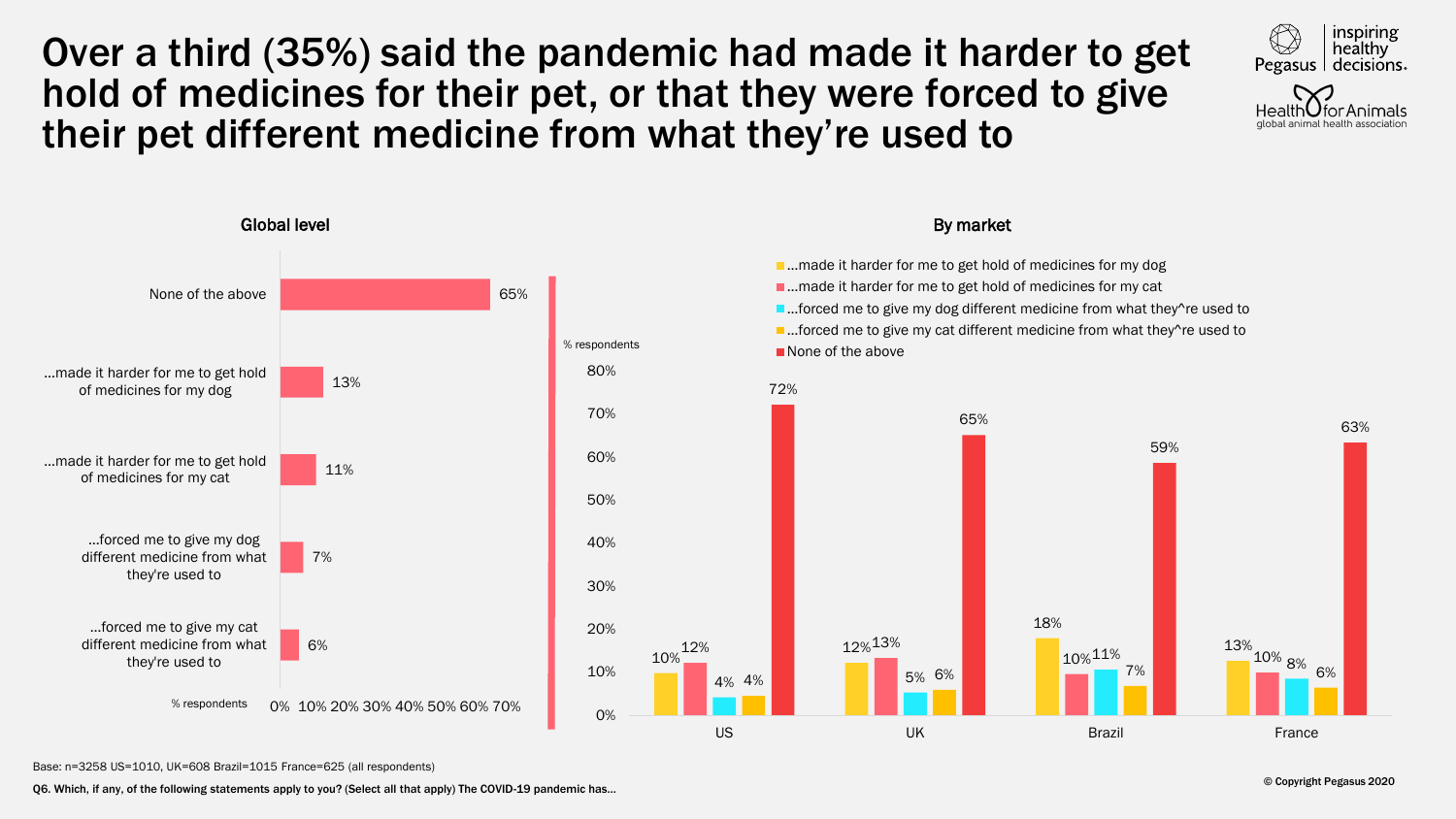# Over a third (35%) said the pandemic had made it harder to get hold of medicines for their pet, or that they were forced to give their pet different medicine from what they're used to

inspiring healthy decisions.
Pegasus

HealthforAnimals
global animal health association

## Global level

None of the above
65%

...made it harder for me to get hold of medicines for my dog
13%

...made it harder for me to get hold of medicines for my cat
11%

...forced me to give my dog different medicine from what they're used to
7%

...forced me to give my cat different medicine from what they're used to
6%

% respondents
0% 10% 20% 30% 40% 50% 60% 70%

## By market

...made it harder for me to get hold of medicines for my dog
...made it harder for me to get hold of medicines for my cat
...forced me to give my dog different medicine from what they^re used to
...forced me to give my cat different medicine from what they^re used to
None of the above

% respondents
80%
70%
60%
50%
40%
30%
20%
10%
0%

US: 10% 12% 4% 4% 72%
UK: 12% 13% 5% 6% 65%
Brazil: 18% 10% 11% 7% 59%
France: 13% 10% 8% 6% 63%

Base: n=3258 US=1010, UK=608 Brazil=1015 France=625 (all respondents)

Q6. Which, if any, of the following statements apply to you? (Select all that apply) The COVID-19 pandemic has...

© Copyright Pegasus 2020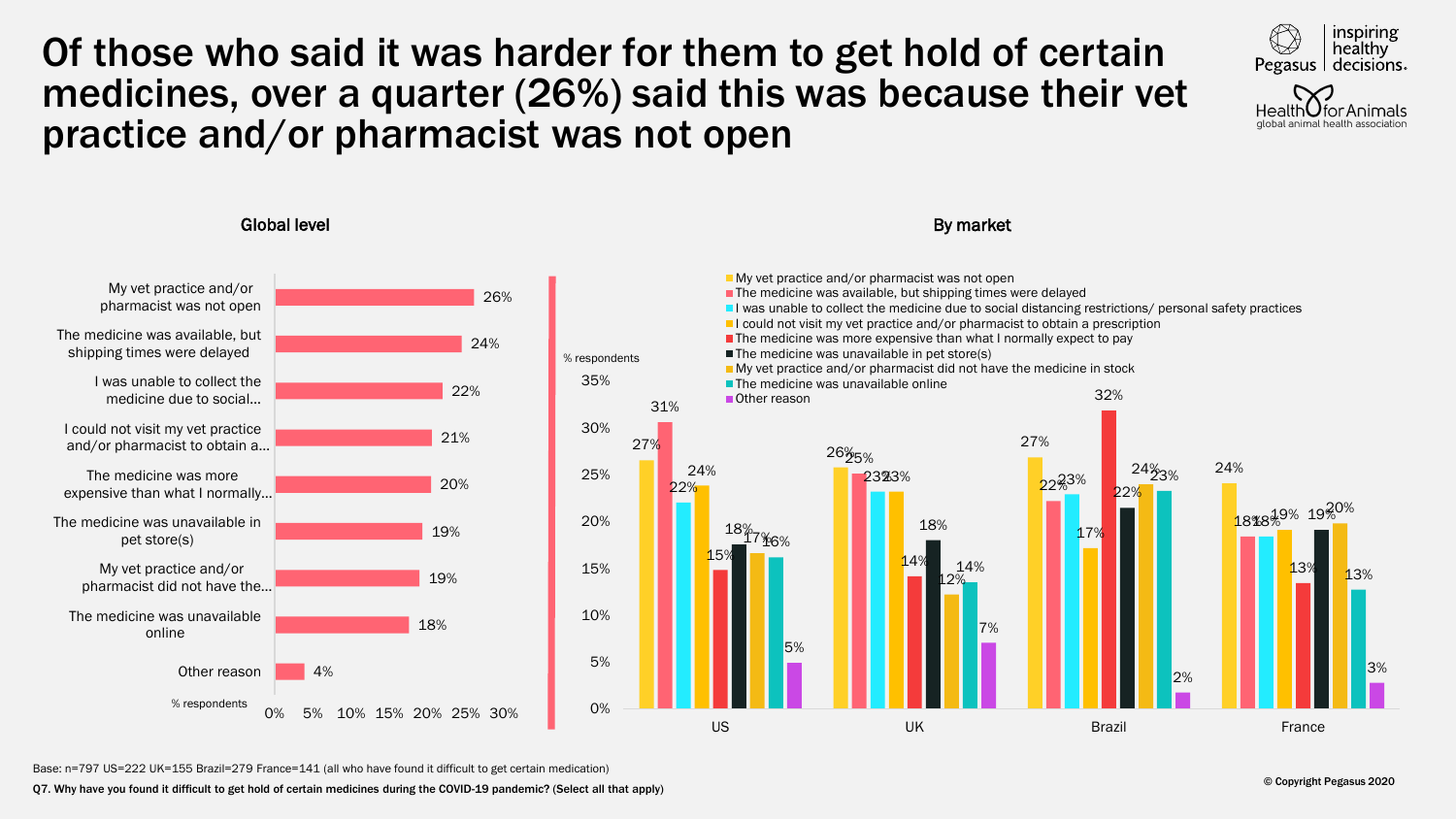# Of those who said it was harder for them to get hold of certain medicines, over a quarter (26%) said this was because their vet practice and/or pharmacist was not open

## Global level

My vet practice and/or pharmacist was not open 26%
The medicine was available, but shipping times were delayed 24%
I was unable to collect the medicine due to social... 22%
I could not visit my vet practice and/or pharmacist to obtain a... 21%
The medicine was more expensive than what I normally... 20%
The medicine was unavailable in pet store(s) 19%
My vet practice and/or pharmacist did not have the... 19%
The medicine was unavailable online 18%
Other reason 4%

% respondents
0% 5% 10% 15% 20% 25% 30%

## By market

My vet practice and/or pharmacist was not open
The medicine was available, but shipping times were delayed
I was unable to collect the medicine due to social distancing restrictions/ personal safety practices
I could not visit my vet practice and/or pharmacist to obtain a prescription
The medicine was more expensive than what I normally expect to pay
The medicine was unavailable in pet store(s)
My vet practice and/or pharmacist did not have the medicine in stock
The medicine was unavailable online
Other reason

% respondents
0% 5% 10% 15% 20% 25% 30% 35%

US: 27% 31% 22% 24% 15% 18% 17% 16% 5%
UK: 26% 25% 23% 23% 14% 18% 12% 14% 7%
Brazil: 27% 22% 23% 17% 32% 22% 24% 23% 2%
France: 24% 18% 18% 19% 13% 19% 20% 13% 3%

Base: n=797 US=222 UK=155 Brazil=279 France=141 (all who have found it difficult to get certain medication)

Q7. Why have you found it difficult to get hold of certain medicines during the COVID-19 pandemic? (Select all that apply)

© Copyright Pegasus 2020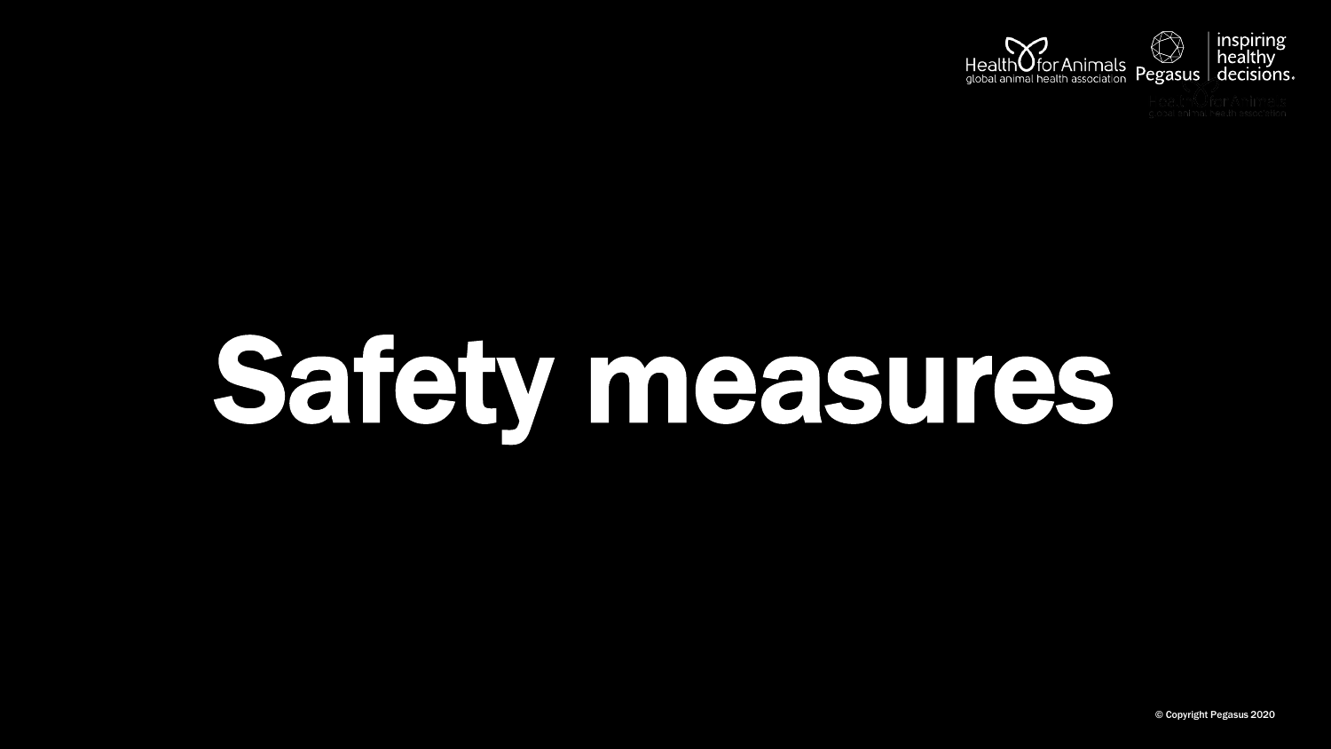# Safety measures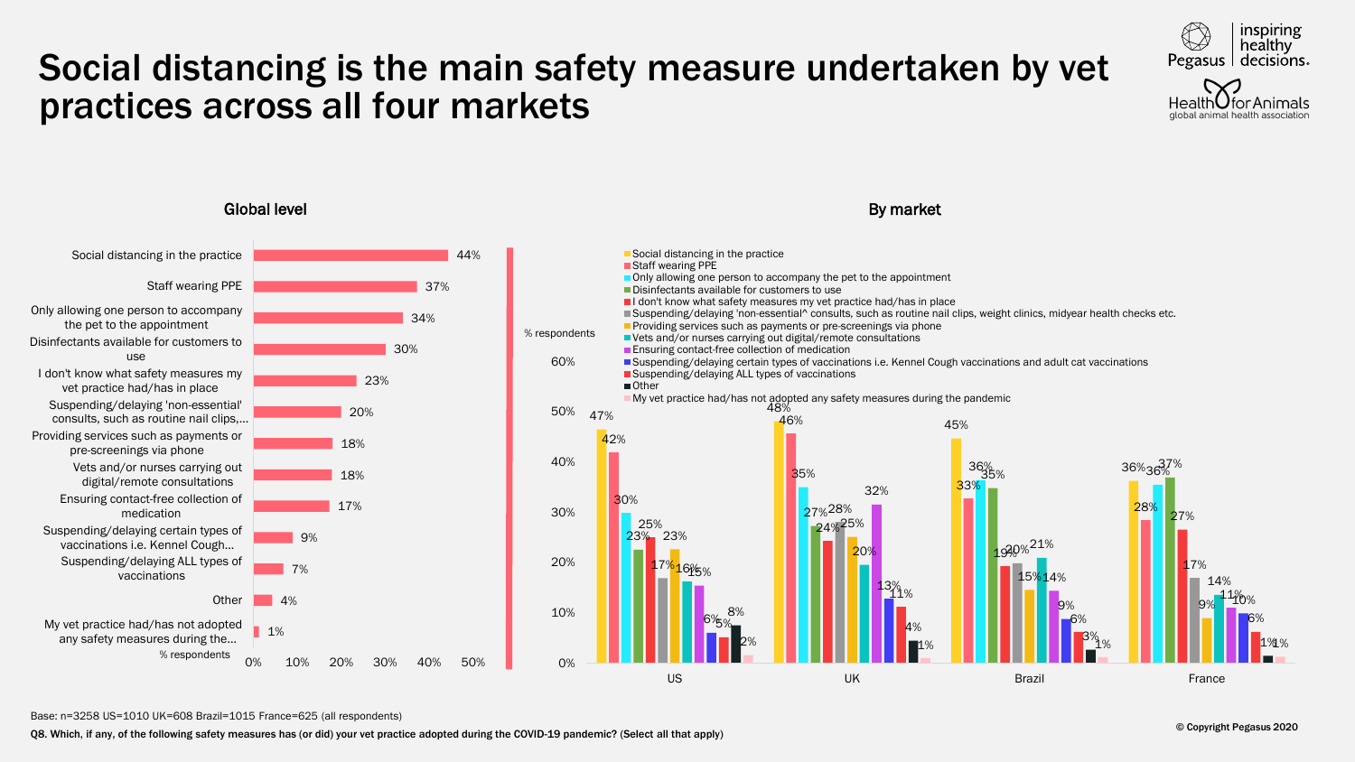# Social distancing is the main safety measure undertaken by vet practices across all four markets

## Global level

Social distancing in the practice 44%

Staff wearing PPE 37%

Only allowing one person to accompany the pet to the appointment 34%

Disinfectants available for customers to use 30%

I don't know what safety measures my vet practice had/has in place 23%

Suspending/delaying 'non-essential' consults, such as routine nail clips,… 20%

Providing services such as payments or pre-screenings via phone 18%

Vets and/or nurses carrying out digital/remote consultations 18%

Ensuring contact-free collection of medication 17%

Suspending/delaying certain types of vaccinations i.e. Kennel Cough… 9%

Suspending/delaying ALL types of vaccinations 7%

Other 4%

My vet practice had/has not adopted any safety measures during the… 1%

% respondents

0% 10% 20% 30% 40% 50%

## By market

% respondents

- Social distancing in the practice
- Staff wearing PPE
- Only allowing one person to accompany the pet to the appointment
- Disinfectants available for customers to use
- I don't know what safety measures my vet practice had/has in place
- Suspending/delaying 'non-essential^ consults, such as routine nail clips, weight clinics, midyear health checks etc.
- Providing services such as payments or pre-screenings via phone
- Vets and/or nurses carrying out digital/remote consultations
- Ensuring contact-free collection of medication
- Suspending/delaying certain types of vaccinations i.e. Kennel Cough vaccinations and adult cat vaccinations
- Suspending/delaying ALL types of vaccinations
- Other
- My vet practice had/has not adopted any safety measures during the pandemic

US: 47% 42% 30% 23% 25% 17% 23% 16% 15% 6% 5% 8% 2%

UK: 48% 46% 35% 27% 24% 28% 25% 20% 32% 13% 11% 4% 1%

Brazil: 45% 33% 36% 35% 19% 20% 15% 21% 14% 9% 6% 3% 1%

France: 36% 28% 36% 37% 27% 17% 9% 14% 11% 10% 6% 1% 1%

0% 10% 20% 30% 40% 50% 60%

Base: n=3258 US=1010 UK=608 Brazil=1015 France=625 (all respondents)

Q8. Which, if any, of the following safety measures has (or did) your vet practice adopted during the COVID-19 pandemic? (Select all that apply)

© Copyright Pegasus 2020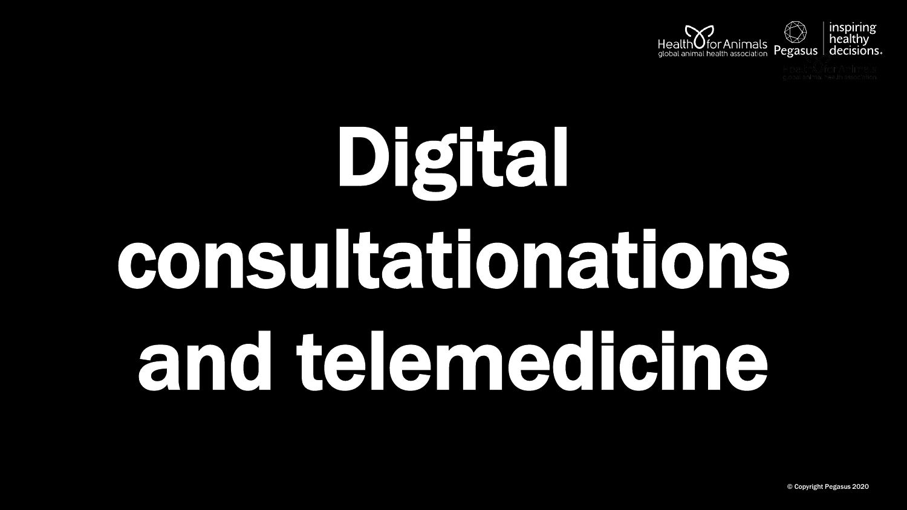# Digital consultationations and telemedicine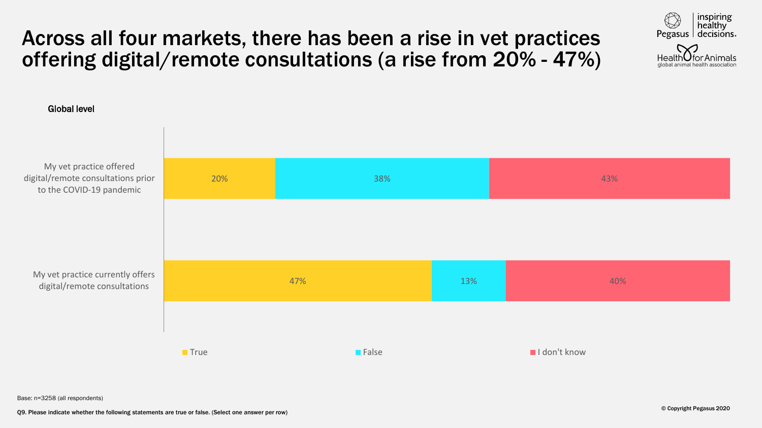# Across all four markets, there has been a rise in vet practices offering digital/remote consultations (a rise from 20% - 47%)

inspiring healthy decisions. Pegasus

HealthforAnimals global animal health association

Global level

My vet practice offered digital/remote consultations prior to the COVID-19 pandemic

20%

38%

43%

My vet practice currently offers digital/remote consultations

47%

13%

40%

True

False

I don't know

Base: n=3258 (all respondents)

Q9. Please indicate whether the following statements are true or false. (Select one answer per row)

© Copyright Pegasus 2020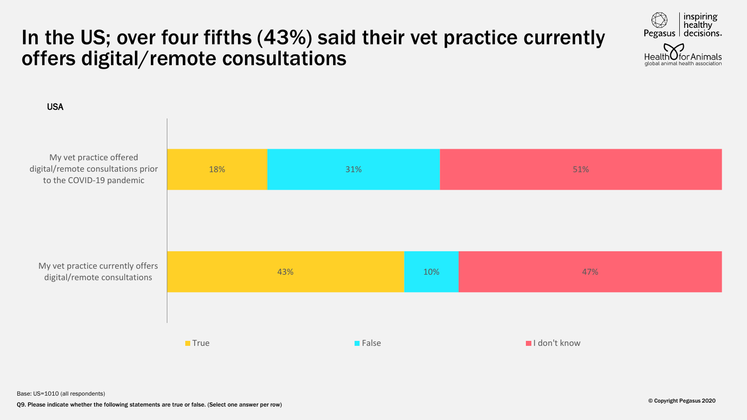# In the US; over four fifths (43%) said their vet practice currently offers digital/remote consultations

USA

My vet practice offered digital/remote consultations prior to the COVID-19 pandemic

18%

31%

51%

My vet practice currently offers digital/remote consultations

43%

10%

47%

True

False

I don't know

Base: US=1010 (all respondents)

Q9. Please indicate whether the following statements are true or false. (Select one answer per row)

© Copyright Pegasus 2020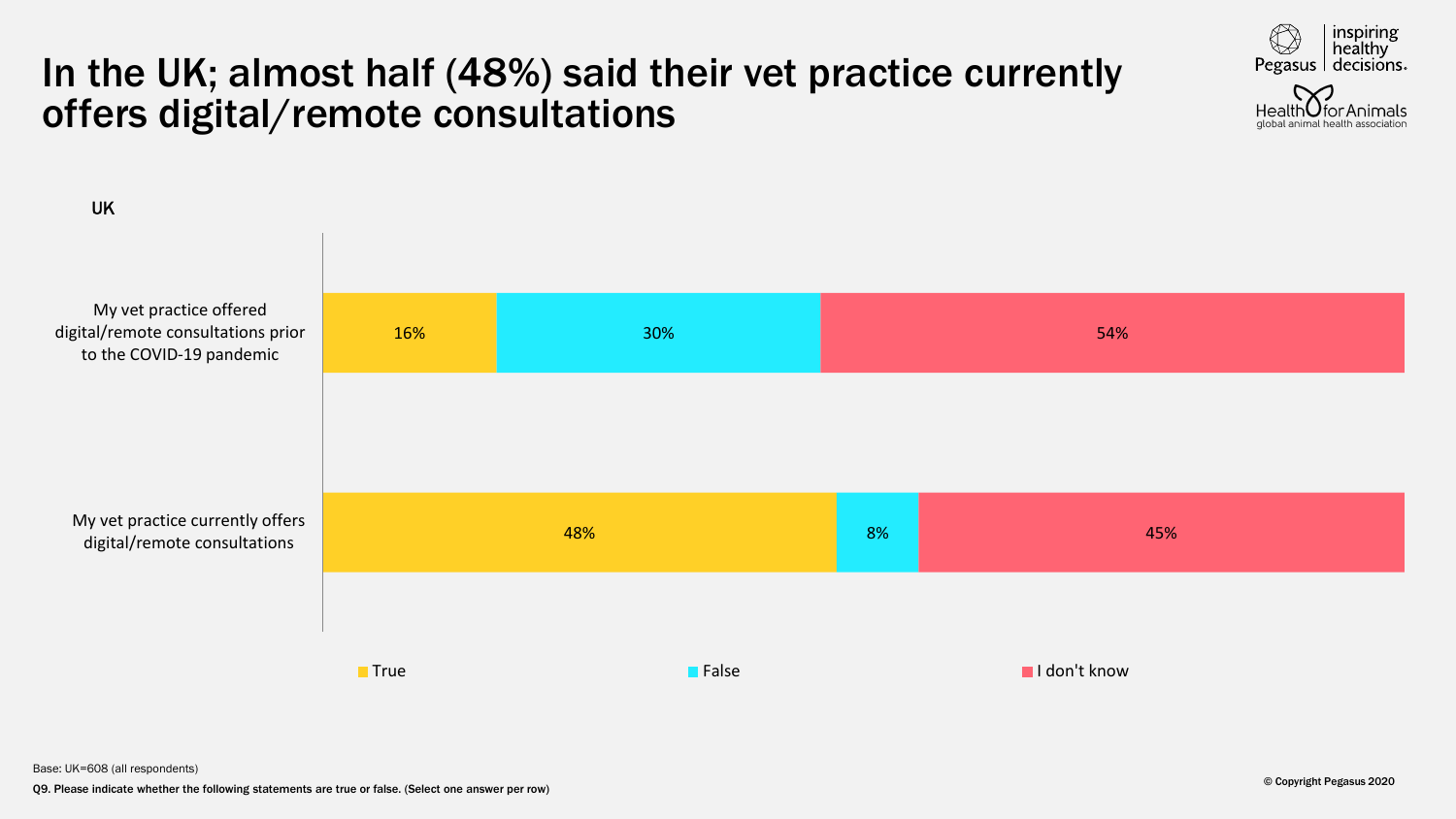# In the UK; almost half (48%) said their vet practice currently offers digital/remote consultations

UK

My vet practice offered digital/remote consultations prior to the COVID-19 pandemic

16%
30%
54%

My vet practice currently offers digital/remote consultations

48%
8%
45%

True
False
I don't know

Base: UK=608 (all respondents)

Q9. Please indicate whether the following statements are true or false. (Select one answer per row)

© Copyright Pegasus 2020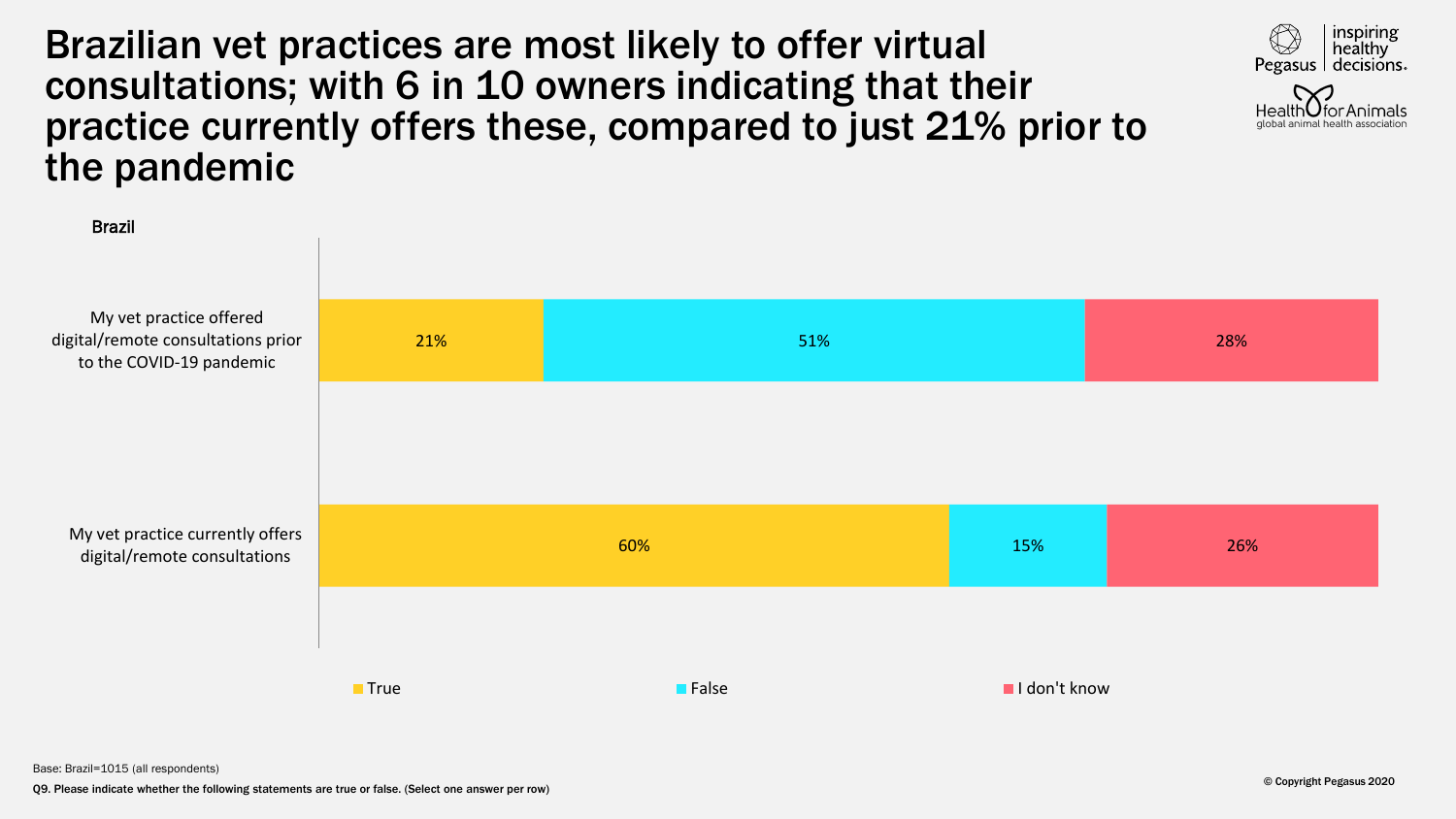# Brazilian vet practices are most likely to offer virtual consultations; with 6 in 10 owners indicating that their practice currently offers these, compared to just 21% prior to the pandemic

**Brazil**

| Statement | True | False | I don't know |
|---|---|---|---|
| My vet practice offered digital/remote consultations prior to the COVID-19 pandemic | 21% | 51% | 28% |
| My vet practice currently offers digital/remote consultations | 60% | 15% | 26% |

Base: Brazil=1015 (all respondents)

Q9. Please indicate whether the following statements are true or false. (Select one answer per row)

© Copyright Pegasus 2020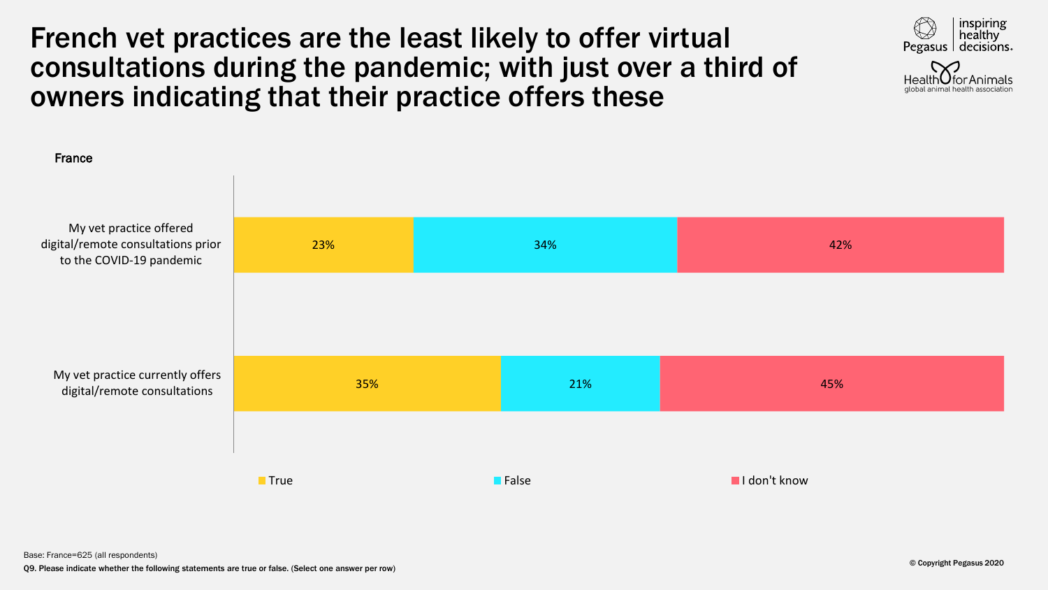# French vet practices are the least likely to offer virtual consultations during the pandemic; with just over a third of owners indicating that their practice offers these

**France**

| | True | False | I don't know |
|---|---|---|---|
| My vet practice offered digital/remote consultations prior to the COVID-19 pandemic | 23% | 34% | 42% |
| My vet practice currently offers digital/remote consultations | 35% | 21% | 45% |

Base: France=625 (all respondents)

Q9. Please indicate whether the following statements are true or false. (Select one answer per row)

© Copyright Pegasus 2020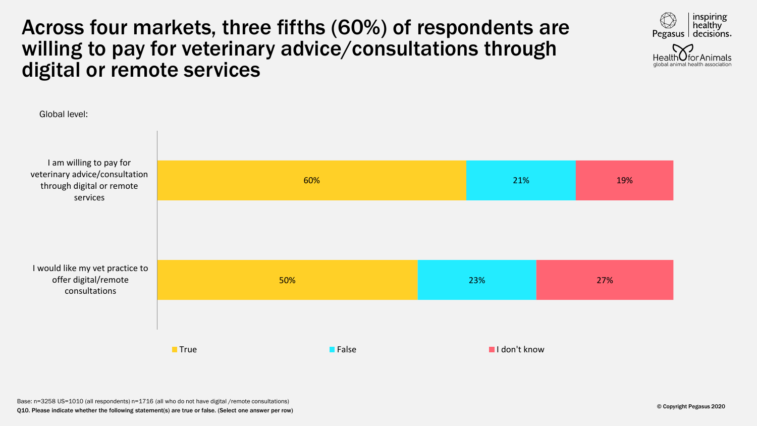# Across four markets, three fifths (60%) of respondents are willing to pay for veterinary advice/consultations through digital or remote services

Pegasus | inspiring healthy decisions.

HealthforAnimals global animal health association

Global level:

I am willing to pay for veterinary advice/consultation through digital or remote services

60%
21%
19%

I would like my vet practice to offer digital/remote consultations

50%
23%
27%

True
False
I don't know

Base: n=3258 US=1010 (all respondents) n=1716 (all who do not have digital /remote consultations)

Q10. Please indicate whether the following statement(s) are true or false. (Select one answer per row)

© Copyright Pegasus 2020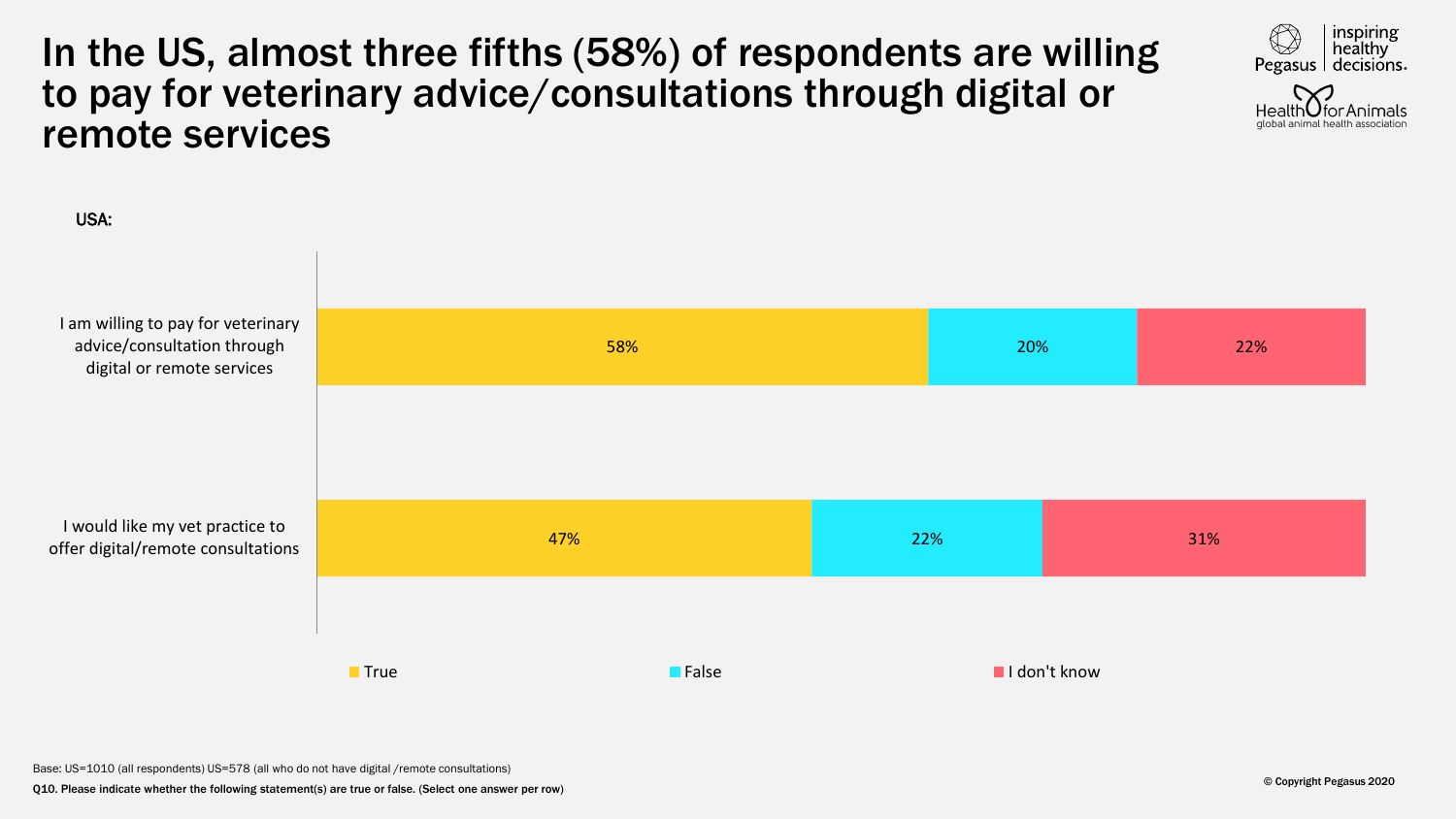# In the US, almost three fifths (58%) of respondents are willing to pay for veterinary advice/consultations through digital or remote services

USA:

I am willing to pay for veterinary advice/consultation through digital or remote services

58%
20%
22%

I would like my vet practice to offer digital/remote consultations

47%
22%
31%

True
False
I don't know

Base: US=1010 (all respondents) US=578 (all who do not have digital /remote consultations)

Q10. Please indicate whether the following statement(s) are true or false. (Select one answer per row)

© Copyright Pegasus 2020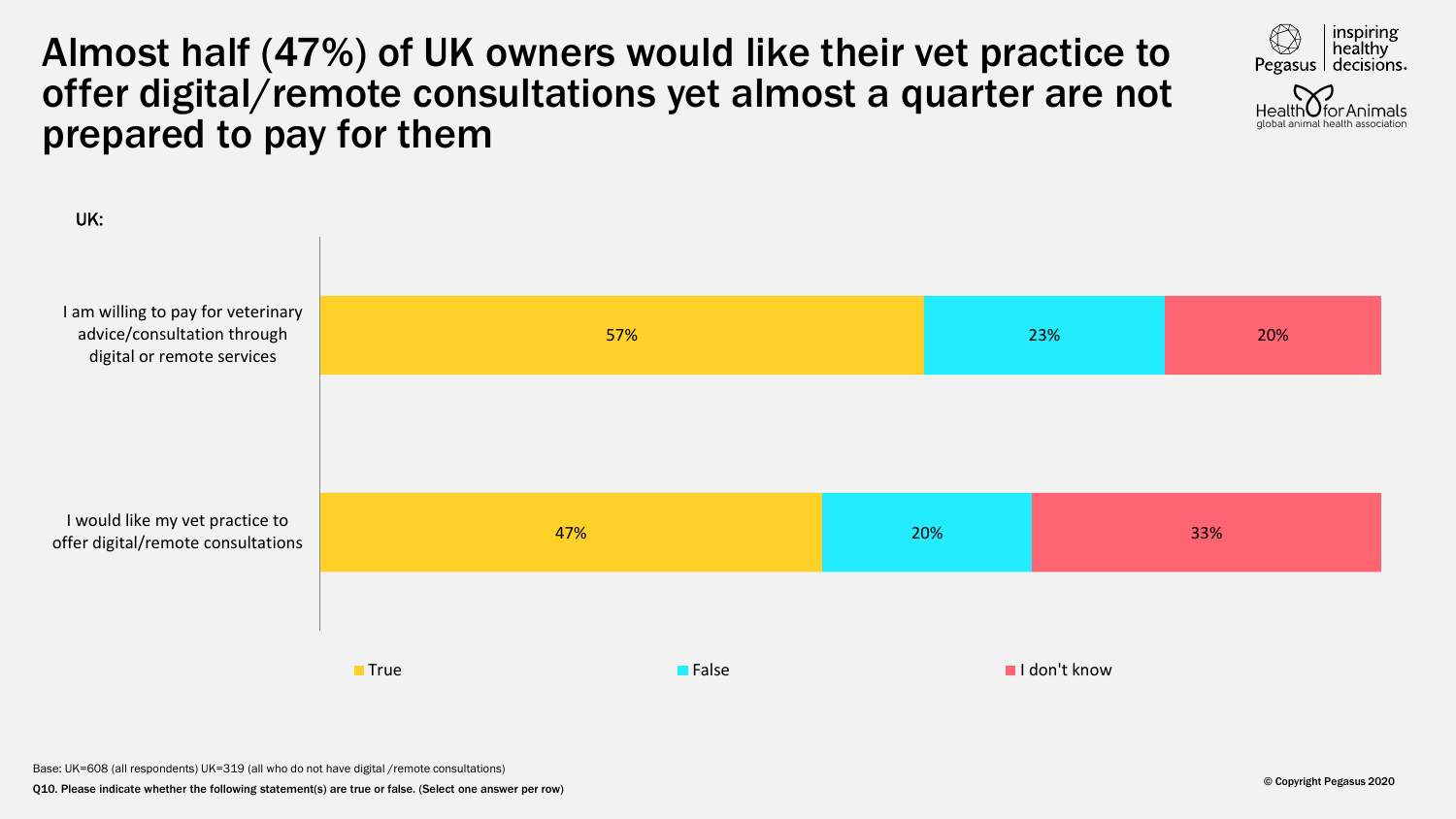# Almost half (47%) of UK owners would like their vet practice to offer digital/remote consultations yet almost a quarter are not prepared to pay for them

UK:

I am willing to pay for veterinary advice/consultation through digital or remote services

57%
23%
20%

I would like my vet practice to offer digital/remote consultations

47%
20%
33%

True
False
I don't know

Base: UK=608 (all respondents) UK=319 (all who do not have digital /remote consultations)

Q10. Please indicate whether the following statement(s) are true or false. (Select one answer per row)

© Copyright Pegasus 2020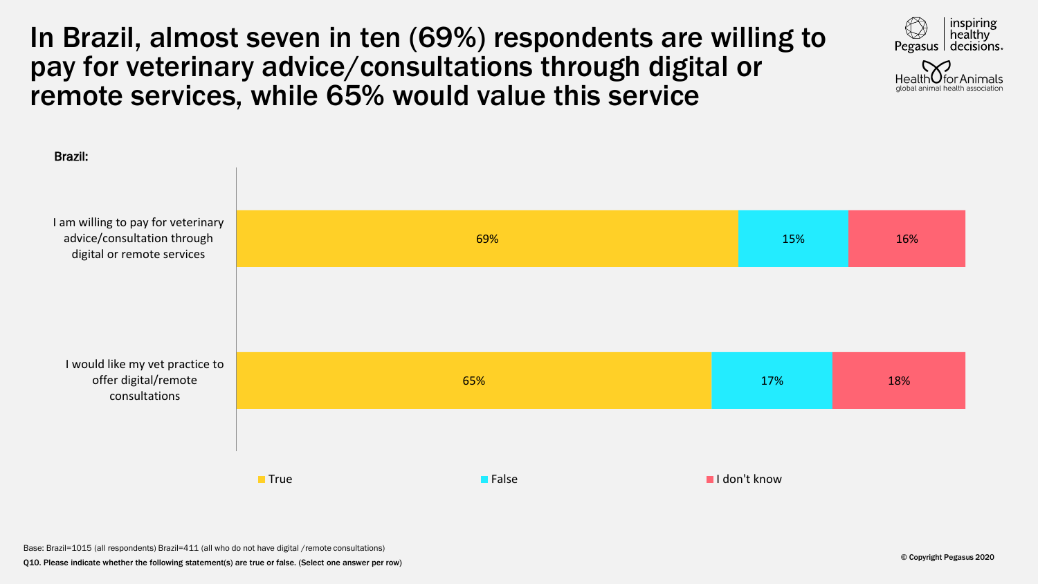# In Brazil, almost seven in ten (69%) respondents are willing to pay for veterinary advice/consultations through digital or remote services, while 65% would value this service

Pegasus | inspiring healthy decisions.

HealthforAnimals global animal health association

**Brazil:**

I am willing to pay for veterinary advice/consultation through digital or remote services

69%

15%

16%

I would like my vet practice to offer digital/remote consultations

65%

17%

18%

True

False

I don't know

Base: Brazil=1015 (all respondents) Brazil=411 (all who do not have digital /remote consultations)

**Q10. Please indicate whether the following statement(s) are true or false. (Select one answer per row)**

© Copyright Pegasus 2020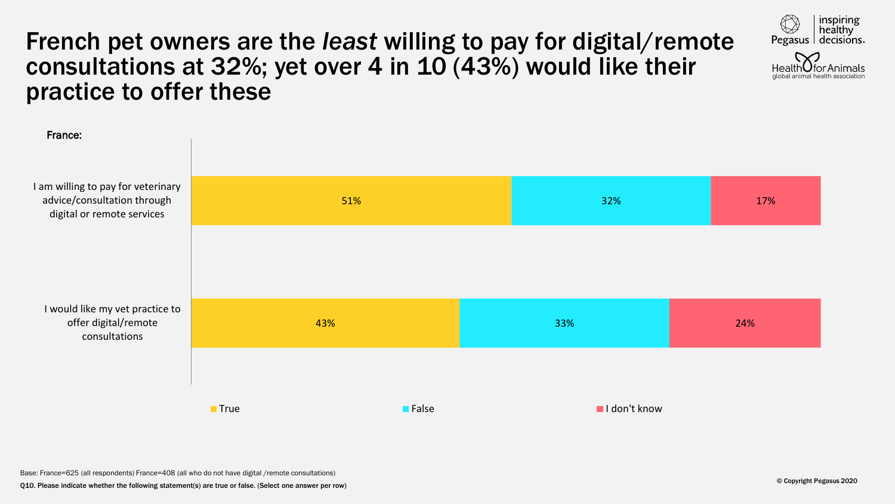# French pet owners are the *least* willing to pay for digital/remote consultations at 32%; yet over 4 in 10 (43%) would like their practice to offer these

France:

I am willing to pay for veterinary advice/consultation through digital or remote services

51%
32%
17%

I would like my vet practice to offer digital/remote consultations

43%
33%
24%

True
False
I don't know

Base: France=625 (all respondents) France=408 (all who do not have digital /remote consultations)

Q10. Please indicate whether the following statement(s) are true or false. (Select one answer per row)

© Copyright Pegasus 2020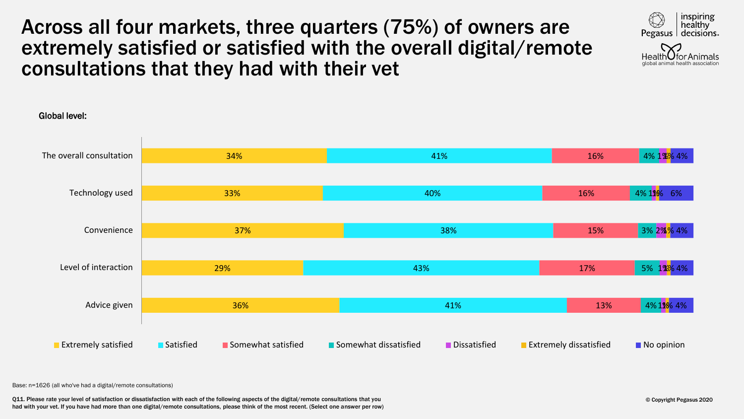# Across all four markets, three quarters (75%) of owners are extremely satisfied or satisfied with the overall digital/remote consultations that they had with their vet

**Global level:**

The overall consultation
34% 41% 16% 4% 1% 1% 4%

Technology used
33% 40% 16% 4% 1% 1% 6%

Convenience
37% 38% 15% 3% 2% 1% 4%

Level of interaction
29% 43% 17% 5% 1% 1% 4%

Advice given
36% 41% 13% 4% 1% 1% 4%

Extremely satisfied | Satisfied | Somewhat satisfied | Somewhat dissatisfied | Dissatisfied | Extremely dissatisfied | No opinion

Base: n=1626 (all who've had a digital/remote consultations)

Q11. Please rate your level of satisfaction or dissatisfaction with each of the following aspects of the digital/remote consultations that you had with your vet. If you have had more than one digital/remote consultations, please think of the most recent. (Select one answer per row)

© Copyright Pegasus 2020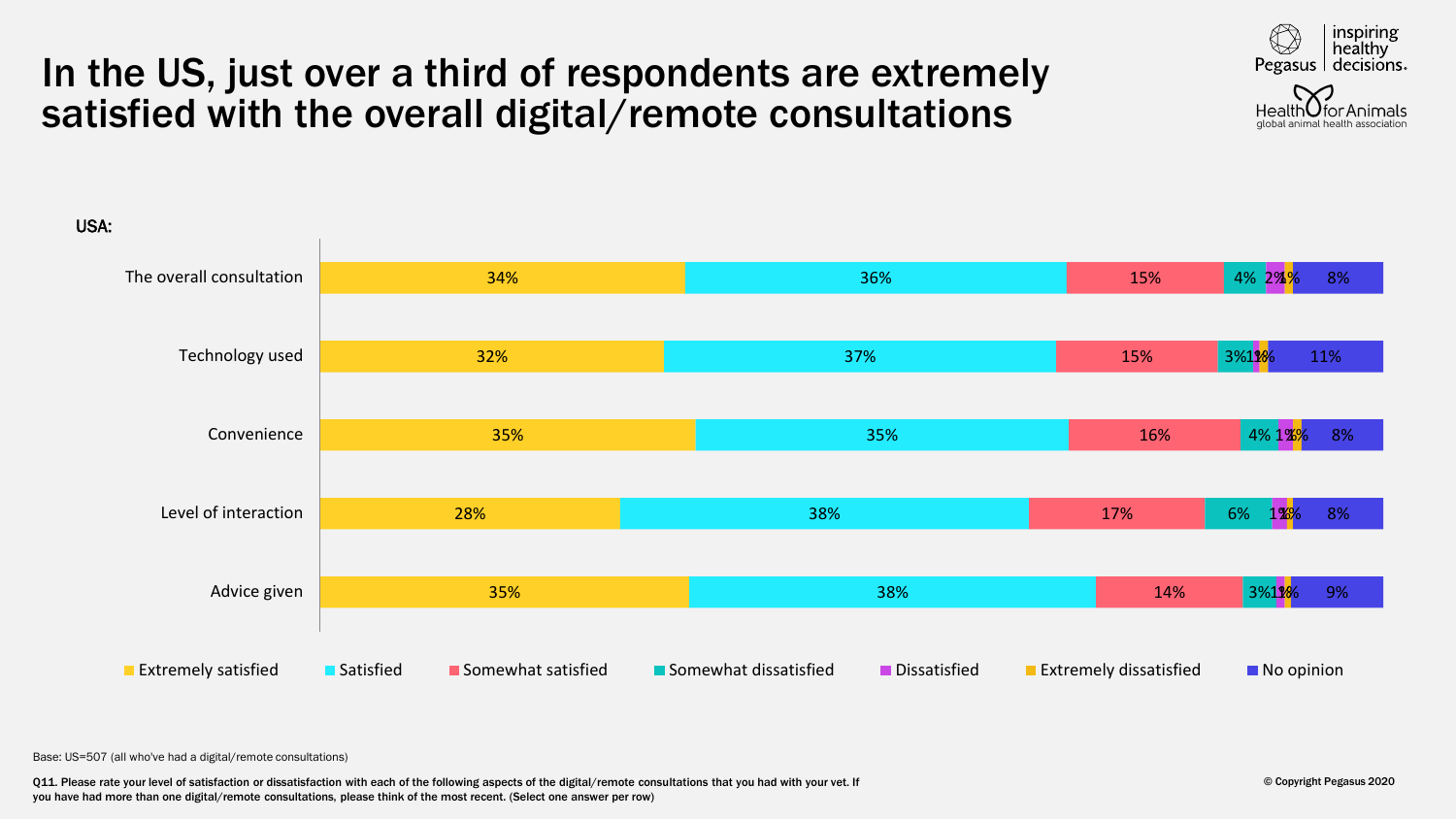# In the US, just over a third of respondents are extremely satisfied with the overall digital/remote consultations

USA:

The overall consultation: 34% | 36% | 15% | 4% | 2% | 1% | 8%

Technology used: 32% | 37% | 15% | 3% | 1% | 1% | 11%

Convenience: 35% | 35% | 16% | 4% | 1% | 1% | 8%

Level of interaction: 28% | 38% | 17% | 6% | 1% | 1% | 8%

Advice given: 35% | 38% | 14% | 3% | 1% | 1% | 9%

Extremely satisfied | Satisfied | Somewhat satisfied | Somewhat dissatisfied | Dissatisfied | Extremely dissatisfied | No opinion

Base: US=507 (all who've had a digital/remote consultations)

**Q11. Please rate your level of satisfaction or dissatisfaction with each of the following aspects of the digital/remote consultations that you had with your vet. If you have had more than one digital/remote consultations, please think of the most recent. (Select one answer per row)**

© Copyright Pegasus 2020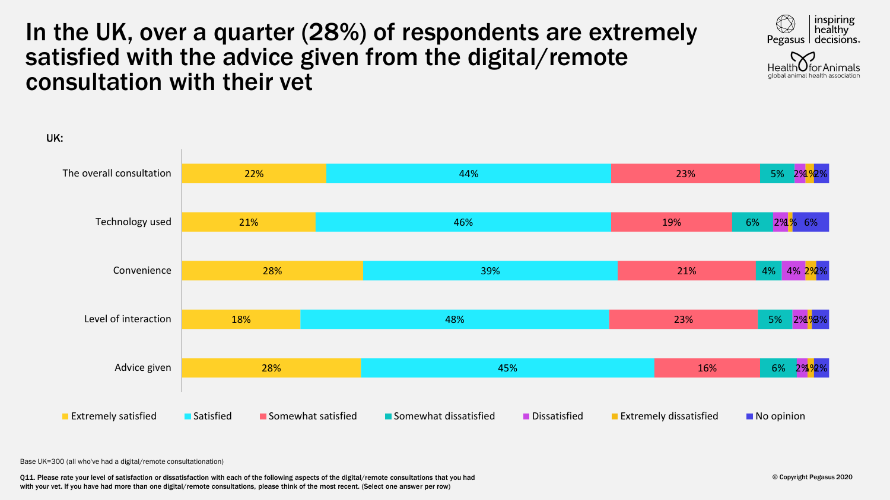# In the UK, over a quarter (28%) of respondents are extremely satisfied with the advice given from the digital/remote consultation with their vet

inspiring healthy decisions. Pegasus

HealthforAnimals global animal health association

UK:

The overall consultation: 22% 44% 23% 5% 2% 1% 2%

Technology used: 21% 46% 19% 6% 2% 1% 6%

Convenience: 28% 39% 21% 4% 4% 2% 2%

Level of interaction: 18% 48% 23% 5% 2% 1% 3%

Advice given: 28% 45% 16% 6% 2% 1% 2%

Extremely satisfied, Satisfied, Somewhat satisfied, Somewhat dissatisfied, Dissatisfied, Extremely dissatisfied, No opinion

Base UK=300 (all who've had a digital/remote consultationation)

Q11. Please rate your level of satisfaction or dissatisfaction with each of the following aspects of the digital/remote consultations that you had with your vet. If you have had more than one digital/remote consultations, please think of the most recent. (Select one answer per row)

© Copyright Pegasus 2020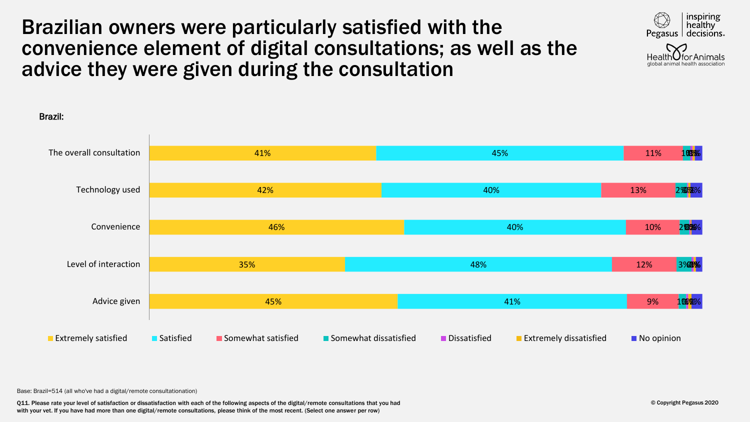# Brazilian owners were particularly satisfied with the convenience element of digital consultations; as well as the advice they were given during the consultation

**Brazil:**

The overall consultation
41%
45%
11%
1%
0%
0%
1%

Technology used
42%
40%
13%
2%
0%
0%
2%

Convenience
46%
40%
10%
2%
0%
0%
2%

Level of interaction
35%
48%
12%
3%
0%
0%
1%

Advice given
45%
41%
9%
1%
1%
1%
2%

Extremely satisfied
Satisfied
Somewhat satisfied
Somewhat dissatisfied
Dissatisfied
Extremely dissatisfied
No opinion

Base: Brazil=514 (all who've had a digital/remote consultationation)

Q11. Please rate your level of satisfaction or dissatisfaction with each of the following aspects of the digital/remote consultations that you had with your vet. If you have had more than one digital/remote consultations, please think of the most recent. (Select one answer per row)

© Copyright Pegasus 2020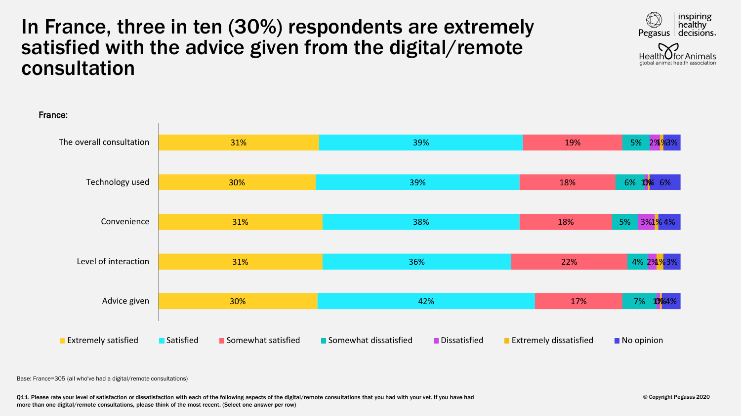# In France, three in ten (30%) respondents are extremely satisfied with the advice given from the digital/remote consultation

France:

The overall consultation: 31% 39% 19% 5% 2% 1% 3%

Technology used: 30% 39% 18% 6% 1% 0% 6%

Convenience: 31% 38% 18% 5% 3% 1% 4%

Level of interaction: 31% 36% 22% 4% 2% 1% 3%

Advice given: 30% 42% 17% 7% 1% 0% 4%

Extremely satisfied | Satisfied | Somewhat satisfied | Somewhat dissatisfied | Dissatisfied | Extremely dissatisfied | No opinion

Base: France=305 (all who've had a digital/remote consultations)

**Q11. Please rate your level of satisfaction or dissatisfaction with each of the following aspects of the digital/remote consultations that you had with your vet. If you have had more than one digital/remote consultations, please think of the most recent. (Select one answer per row)**

© Copyright Pegasus 2020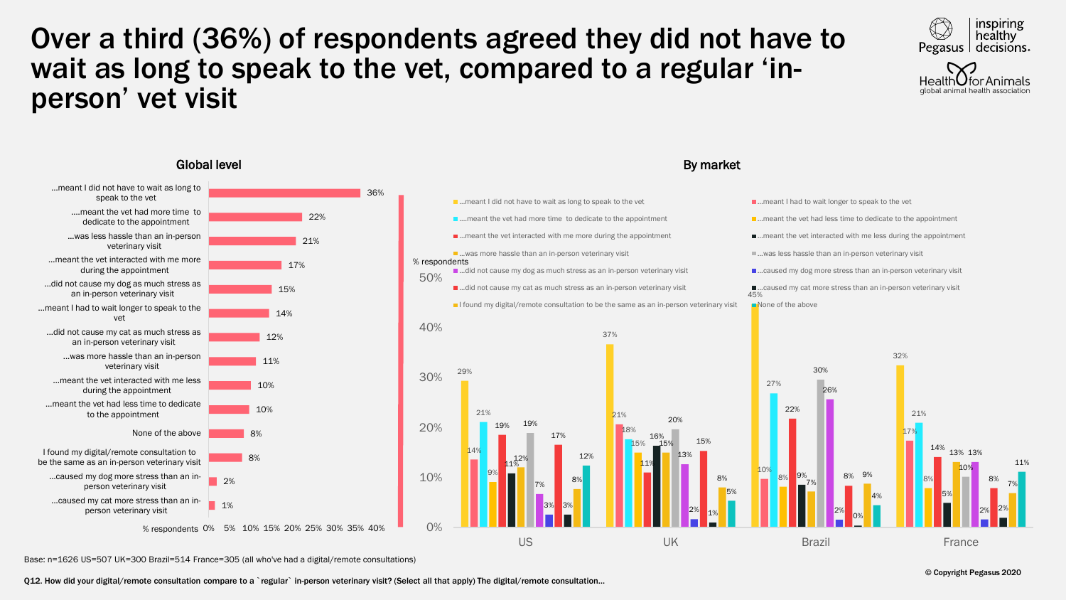# Over a third (36%) of respondents agreed they did not have to wait as long to speak to the vet, compared to a regular 'in-person' vet visit

Pegasus | inspiring healthy decisions.

HealthforAnimals global animal health association

## Global level

...meant I did not have to wait as long to speak to the vet 36%
....meant the vet had more time to dedicate to the appointment 22%
...was less hassle than an in-person veterinary visit 21%
...meant the vet interacted with me more during the appointment 17%
...did not cause my dog as much stress as an in-person veterinary visit 15%
...meant I had to wait longer to speak to the vet 14%
...did not cause my cat as much stress as an in-person veterinary visit 12%
...was more hassle than an in-person veterinary visit 11%
...meant the vet interacted with me less during the appointment 10%
...meant the vet had less time to dedicate to the appointment 10%
None of the above 8%
I found my digital/remote consultation to be the same as an in-person veterinary visit 8%
...caused my dog more stress than an in-person veterinary visit 2%
...caused my cat more stress than an in-person veterinary visit 1%

% respondents 0% 5% 10% 15% 20% 25% 30% 35% 40%

## By market

% respondents

50% 40% 30% 20% 10% 0%

...meant I did not have to wait as long to speak to the vet
...meant I had to wait longer to speak to the vet
....meant the vet had more time to dedicate to the appointment
...meant the vet had less time to dedicate to the appointment
...meant the vet interacted with me more during the appointment
...meant the vet interacted with me less during the appointment
...was more hassle than an in-person veterinary visit
...was less hassle than an in-person veterinary visit
...did not cause my dog as much stress as an in-person veterinary visit
...caused my dog more stress than an in-person veterinary visit
...did not cause my cat as much stress as an in-person veterinary visit
...caused my cat more stress than an in-person veterinary visit
I found my digital/remote consultation to be the same as an in-person veterinary visit
None of the above

US: 29% 14% 21% 9% 19% 11% 12% 19% 7% 3% 17% 3% 8% 12%

UK: 37% 21% 18% 15% 11% 16% 15% 20% 13% 2% 15% 1% 8% 5%

Brazil: 45% 10% 27% 8% 22% 9% 7% 30% 26% 2% 8% 0% 9% 4%

France: 32% 17% 21% 8% 14% 5% 13% 10% 13% 2% 8% 2% 7% 11%

Base: n=1626 US=507 UK=300 Brazil=514 France=305 (all who've had a digital/remote consultations)

Q12. How did your digital/remote consultation compare to a `regular` in-person veterinary visit? (Select all that apply) The digital/remote consultation...

© Copyright Pegasus 2020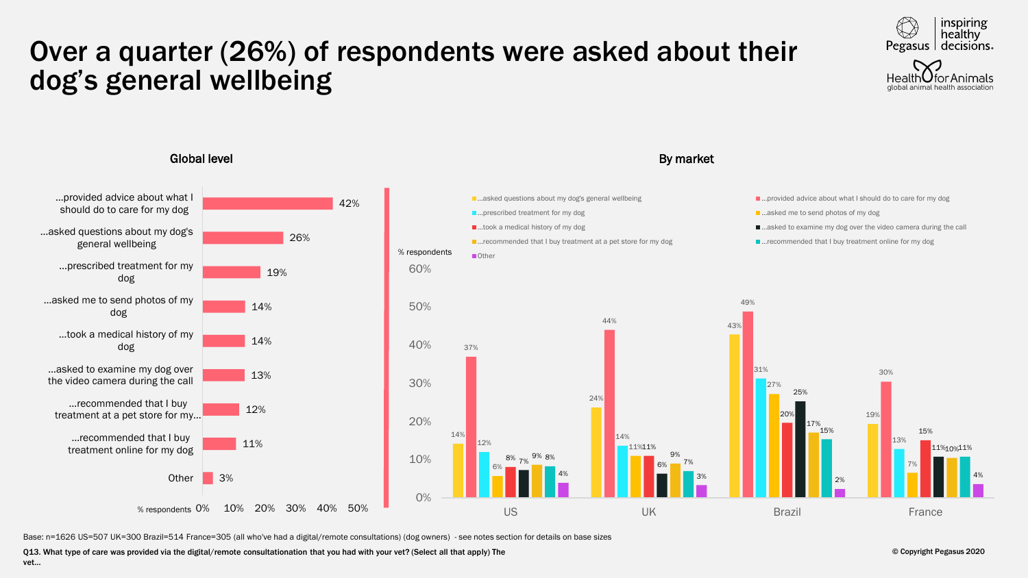# Over a quarter (26%) of respondents were asked about their dog's general wellbeing

Pegasus | inspiring healthy decisions.

HealthforAnimals global animal health association

## Global level

...provided advice about what I should do to care for my dog 42%

...asked questions about my dog's general wellbeing 26%

...prescribed treatment for my dog 19%

...asked me to send photos of my dog 14%

...took a medical history of my dog 14%

...asked to examine my dog over the video camera during the call 13%

...recommended that I buy treatment at a pet store for my... 12%

...recommended that I buy treatment online for my dog 11%

Other 3%

% respondents 0% 10% 20% 30% 40% 50%

## By market

...asked questions about my dog's general wellbeing
...provided advice about what I should do to care for my dog
...prescribed treatment for my dog
...asked me to send photos of my dog
...took a medical history of my dog
...asked to examine my dog over the video camera during the call
...recommended that I buy treatment at a pet store for my dog
...recommended that I buy treatment online for my dog
Other

% respondents 0% 10% 20% 30% 40% 50% 60%

US: 14% 37% 12% 6% 8% 7% 9% 8% 4%

UK: 24% 44% 14% 11% 11% 6% 9% 7% 3%

Brazil: 43% 49% 31% 27% 20% 25% 17% 15% 2%

France: 19% 30% 13% 7% 15% 11% 10% 11% 4%

Base: n=1626 US=507 UK=300 Brazil=514 France=305 (all who've had a digital/remote consultations) (dog owners) - see notes section for details on base sizes

Q13. What type of care was provided via the digital/remote consultationation that you had with your vet? (Select all that apply) The vet...

© Copyright Pegasus 2020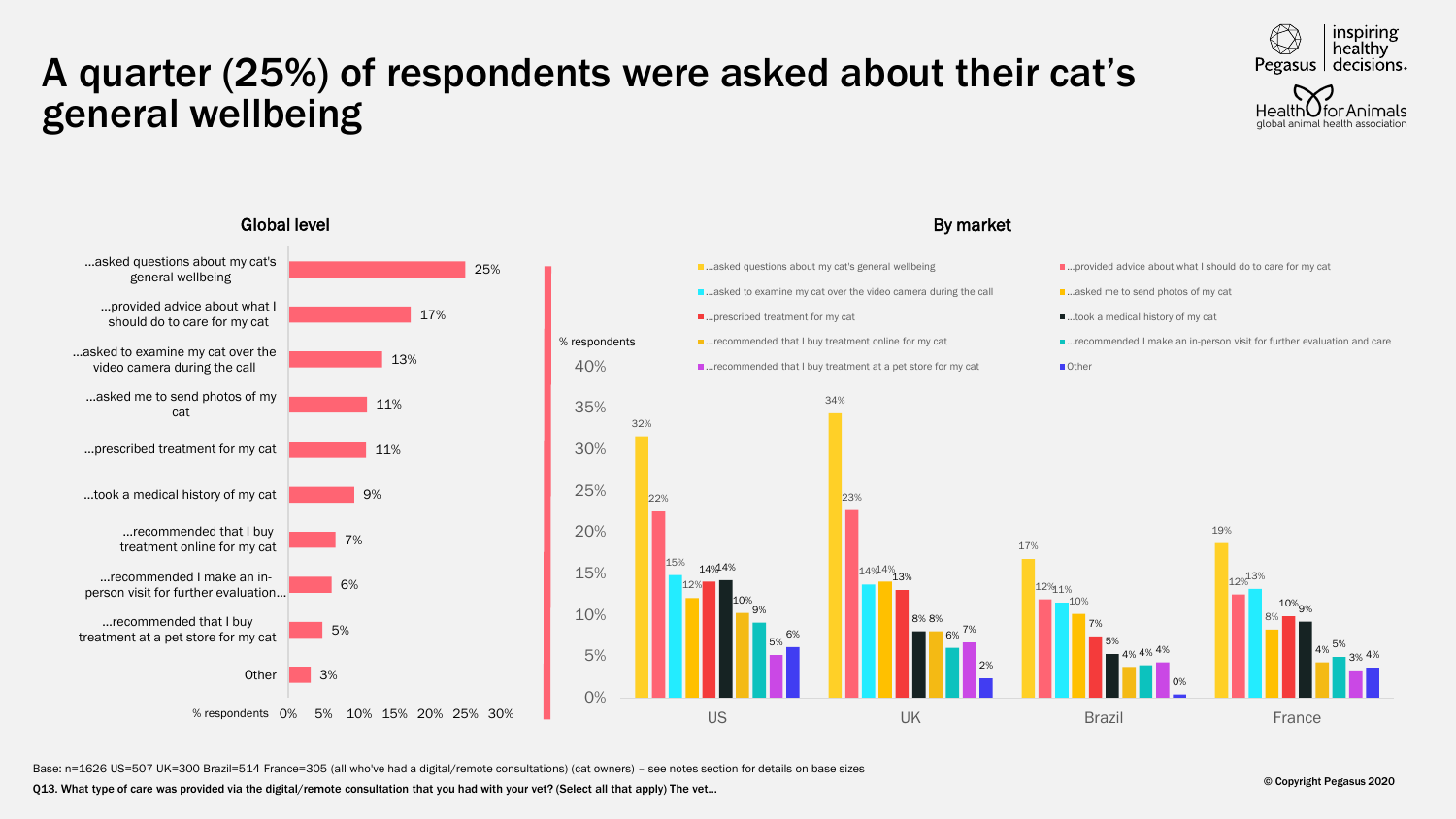# A quarter (25%) of respondents were asked about their cat's general wellbeing

## Global level

...asked questions about my cat's general wellbeing 25%
...provided advice about what I should do to care for my cat 17%
...asked to examine my cat over the video camera during the call 13%
...asked me to send photos of my cat 11%
...prescribed treatment for my cat 11%
...took a medical history of my cat 9%
...recommended that I buy treatment online for my cat 7%
...recommended I make an in-person visit for further evaluation... 6%
...recommended that I buy treatment at a pet store for my cat 5%
Other 3%

% respondents 0% 5% 10% 15% 20% 25% 30%

## By market

...asked questions about my cat's general wellbeing
...provided advice about what I should do to care for my cat
...asked to examine my cat over the video camera during the call
...asked me to send photos of my cat
...prescribed treatment for my cat
...took a medical history of my cat
...recommended that I buy treatment online for my cat
...recommended I make an in-person visit for further evaluation and care
...recommended that I buy treatment at a pet store for my cat
Other

% respondents
40% 35% 30% 25% 20% 15% 10% 5% 0%

US: 32% 22% 15% 12% 14% 14% 10% 9% 5% 6%
UK: 34% 23% 14% 14% 13% 8% 8% 6% 7% 2%
Brazil: 17% 12% 11% 10% 7% 5% 4% 4% 4% 0%
France: 19% 12% 13% 8% 10% 9% 4% 5% 3% 4%

Base: n=1626 US=507 UK=300 Brazil=514 France=305 (all who've had a digital/remote consultations) (cat owners) – see notes section for details on base sizes

Q13. What type of care was provided via the digital/remote consultation that you had with your vet? (Select all that apply) The vet...

© Copyright Pegasus 2020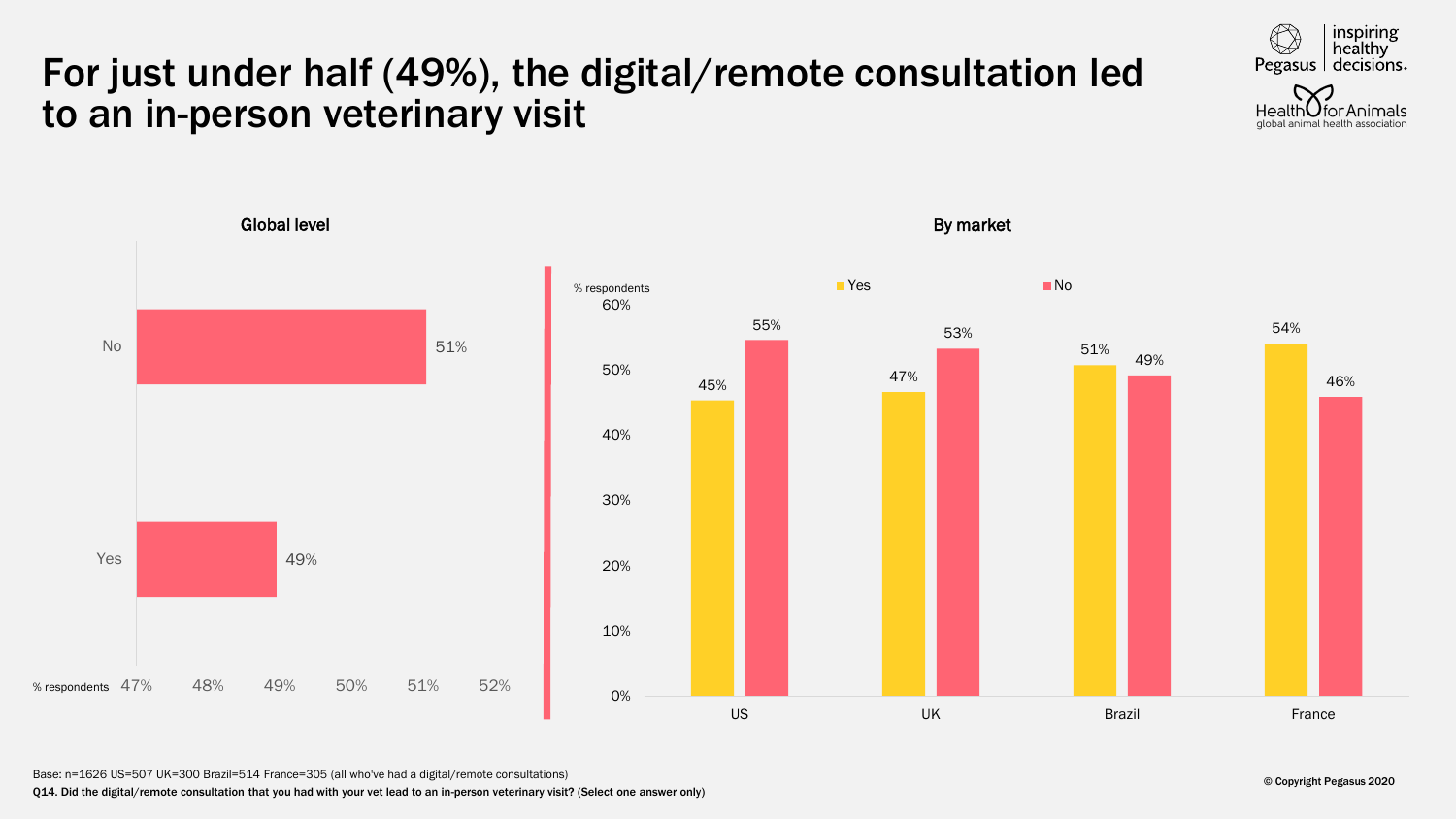# For just under half (49%), the digital/remote consultation led to an in-person veterinary visit

Pegasus | inspiring healthy decisions.

HealthforAnimals global animal health association

## Global level

No
51%
Yes
49%
% respondents 47% 48% 49% 50% 51% 52%

## By market

% respondents
Yes
No
60%
50%
40%
30%
20%
10%
0%
US: 45% 55%
UK: 47% 53%
Brazil: 51% 49%
France: 54% 46%

Base: n=1626 US=507 UK=300 Brazil=514 France=305 (all who've had a digital/remote consultations)

**Q14. Did the digital/remote consultation that you had with your vet lead to an in-person veterinary visit? (Select one answer only)**

© Copyright Pegasus 2020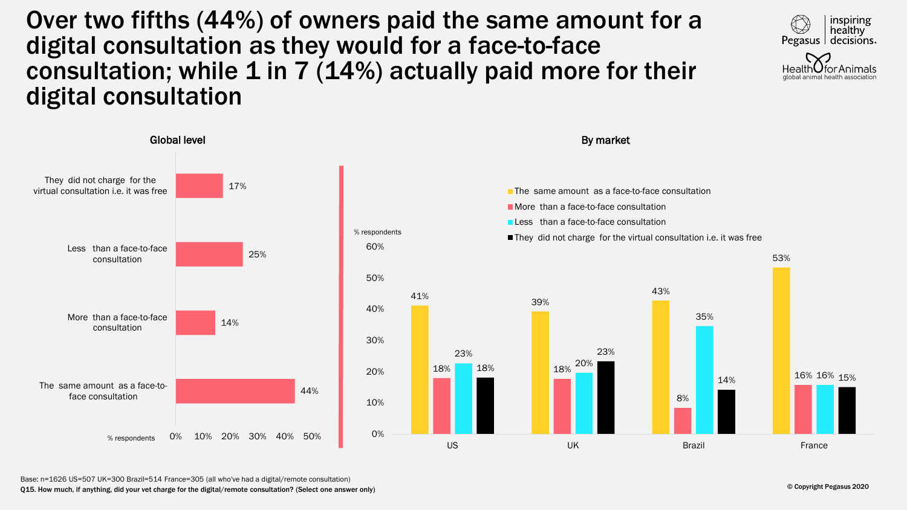# Over two fifths (44%) of owners paid the same amount for a digital consultation as they would for a face-to-face consultation; while 1 in 7 (14%) actually paid more for their digital consultation

inspiring healthy decisions. Pegasus

HealthforAnimals global animal health association

## Global level

They did not charge for the virtual consultation i.e. it was free
17%

Less than a face-to-face consultation
25%

More than a face-to-face consultation
14%

The same amount as a face-to-face consultation
44%

% respondents
0% 10% 20% 30% 40% 50%

## By market

The same amount as a face-to-face consultation
More than a face-to-face consultation
Less than a face-to-face consultation
They did not charge for the virtual consultation i.e. it was free

% respondents
60% 50% 40% 30% 20% 10% 0%

US: 41% 18% 23% 18%
UK: 39% 18% 20% 23%
Brazil: 43% 8% 35% 14%
France: 53% 16% 16% 15%

Base: n=1626 US=507 UK=300 Brazil=514 France=305 (all who've had a digital/remote consultation)

Q15. How much, if anything, did your vet charge for the digital/remote consultation? (Select one answer only)

© Copyright Pegasus 2020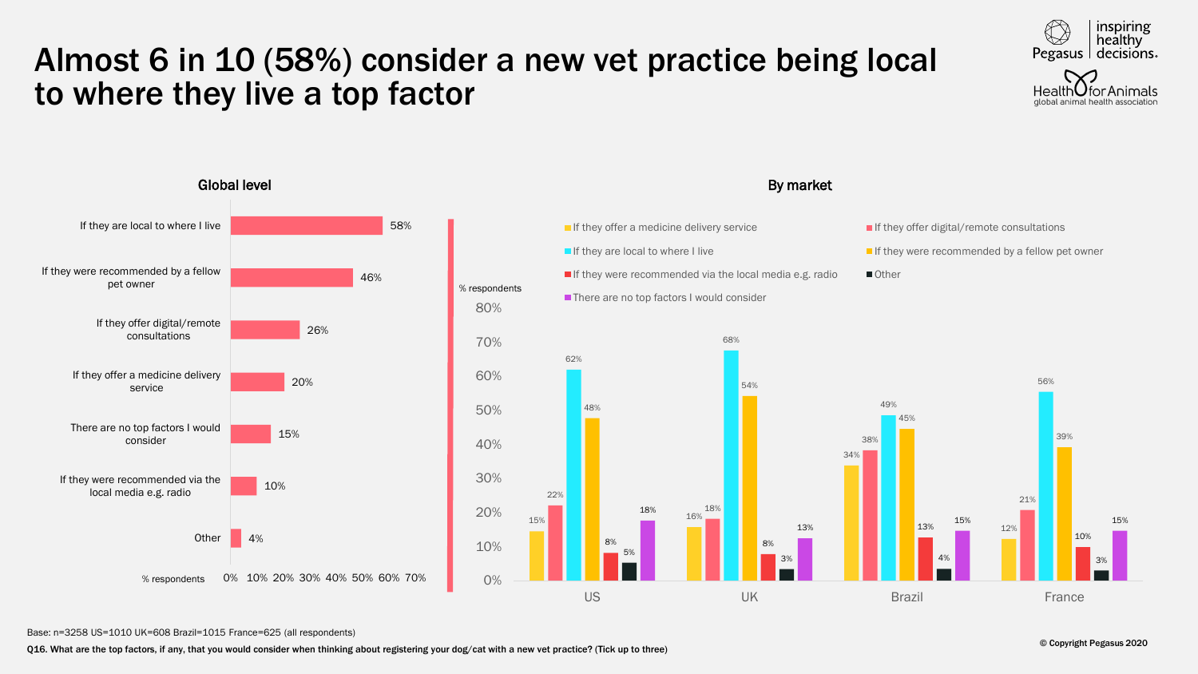# Almost 6 in 10 (58%) consider a new vet practice being local to where they live a top factor

Pegasus | inspiring healthy decisions.

HealthforAnimals global animal health association

## Global level

If they are local to where I live 58%

If they were recommended by a fellow pet owner 46%

If they offer digital/remote consultations 26%

If they offer a medicine delivery service 20%

There are no top factors I would consider 15%

If they were recommended via the local media e.g. radio 10%

Other 4%

% respondents 0% 10% 20% 30% 40% 50% 60% 70%

## By market

If they offer a medicine delivery service

If they offer digital/remote consultations

If they are local to where I live

If they were recommended by a fellow pet owner

If they were recommended via the local media e.g. radio

Other

There are no top factors I would consider

% respondents 0% 10% 20% 30% 40% 50% 60% 70% 80%

US: 15% 22% 62% 48% 8% 5% 18%

UK: 16% 18% 68% 54% 8% 3% 13%

Brazil: 34% 38% 49% 45% 13% 4% 15%

France: 12% 21% 56% 39% 10% 3% 15%

Base: n=3258 US=1010 UK=608 Brazil=1015 France=625 (all respondents)

Q16. What are the top factors, if any, that you would consider when thinking about registering your dog/cat with a new vet practice? (Tick up to three)

© Copyright Pegasus 2020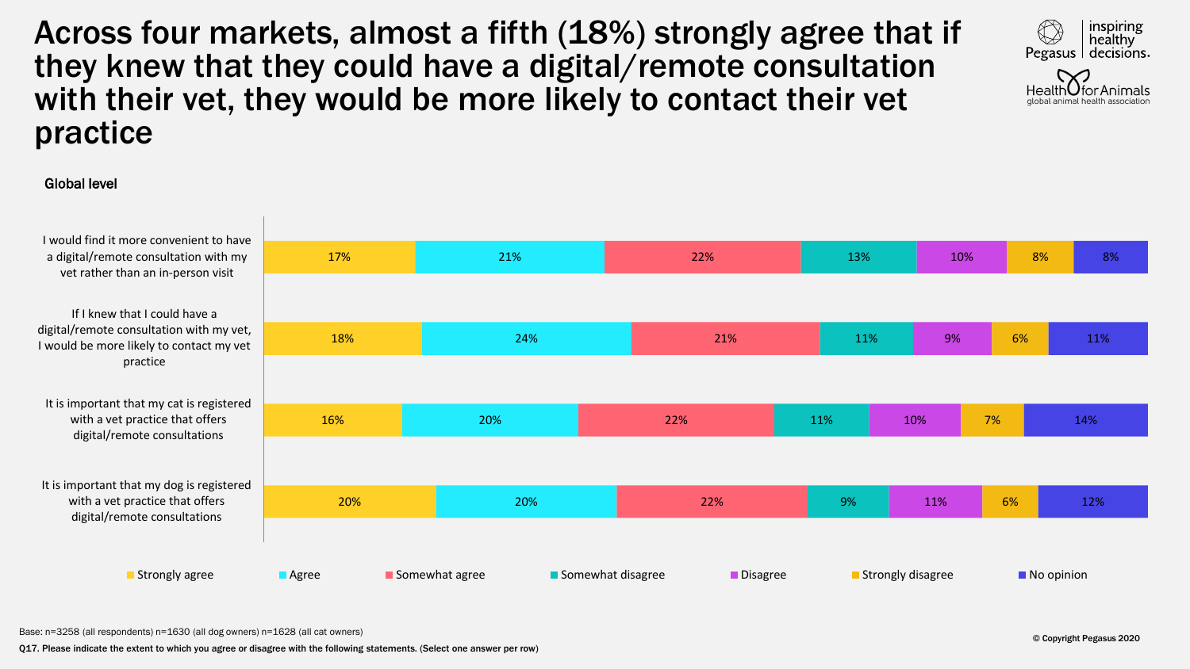# Across four markets, almost a fifth (18%) strongly agree that if they knew that they could have a digital/remote consultation with their vet, they would be more likely to contact their vet practice

Global level

I would find it more convenient to have a digital/remote consultation with my vet rather than an in-person visit

17% 21% 22% 13% 10% 8% 8%

If I knew that I could have a digital/remote consultation with my vet, I would be more likely to contact my vet practice

18% 24% 21% 11% 9% 6% 11%

It is important that my cat is registered with a vet practice that offers digital/remote consultations

16% 20% 22% 11% 10% 7% 14%

It is important that my dog is registered with a vet practice that offers digital/remote consultations

20% 20% 22% 9% 11% 6% 12%

Strongly agree | Agree | Somewhat agree | Somewhat disagree | Disagree | Strongly disagree | No opinion

Base: n=3258 (all respondents) n=1630 (all dog owners) n=1628 (all cat owners)

**Q17. Please indicate the extent to which you agree or disagree with the following statements. (Select one answer per row)**

© Copyright Pegasus 2020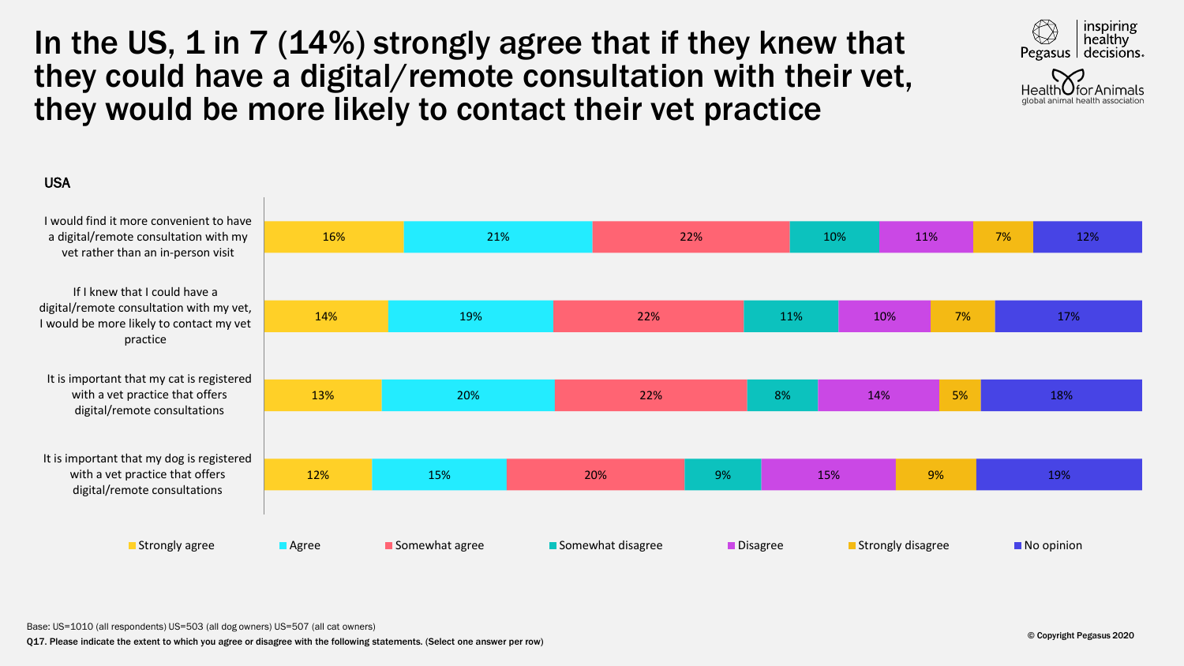# In the US, 1 in 7 (14%) strongly agree that if they knew that they could have a digital/remote consultation with their vet, they would be more likely to contact their vet practice

USA

I would find it more convenient to have a digital/remote consultation with my vet rather than an in-person visit
16% 21% 22% 10% 11% 7% 12%

If I knew that I could have a digital/remote consultation with my vet, I would be more likely to contact my vet practice
14% 19% 22% 11% 10% 7% 17%

It is important that my cat is registered with a vet practice that offers digital/remote consultations
13% 20% 22% 8% 14% 5% 18%

It is important that my dog is registered with a vet practice that offers digital/remote consultations
12% 15% 20% 9% 15% 9% 19%

Strongly agree
Agree
Somewhat agree
Somewhat disagree
Disagree
Strongly disagree
No opinion

Base: US=1010 (all respondents) US=503 (all dog owners) US=507 (all cat owners)

Q17. Please indicate the extent to which you agree or disagree with the following statements. (Select one answer per row)

© Copyright Pegasus 2020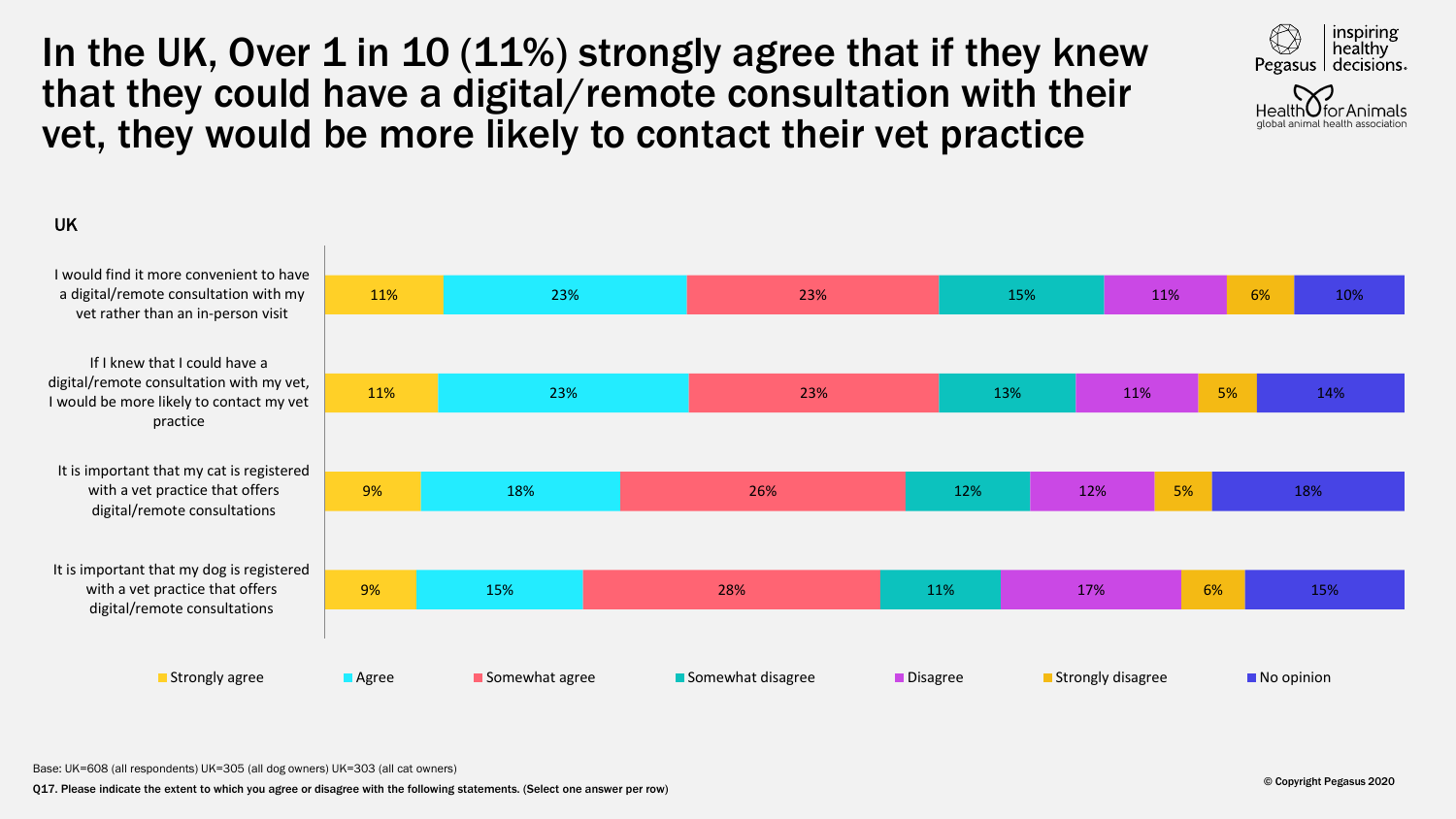# In the UK, Over 1 in 10 (11%) strongly agree that if they knew that they could have a digital/remote consultation with their vet, they would be more likely to contact their vet practice

UK

I would find it more convenient to have a digital/remote consultation with my vet rather than an in-person visit

11% 23% 23% 15% 11% 6% 10%

If I knew that I could have a digital/remote consultation with my vet, I would be more likely to contact my vet practice

11% 23% 23% 13% 11% 5% 14%

It is important that my cat is registered with a vet practice that offers digital/remote consultations

9% 18% 26% 12% 12% 5% 18%

It is important that my dog is registered with a vet practice that offers digital/remote consultations

9% 15% 28% 11% 17% 6% 15%

Strongly agree | Agree | Somewhat agree | Somewhat disagree | Disagree | Strongly disagree | No opinion

Base: UK=608 (all respondents) UK=305 (all dog owners) UK=303 (all cat owners)

Q17. Please indicate the extent to which you agree or disagree with the following statements. (Select one answer per row)

© Copyright Pegasus 2020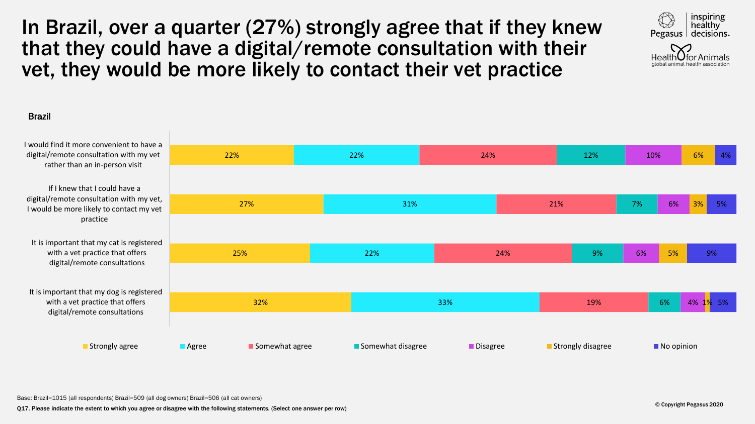# In Brazil, over a quarter (27%) strongly agree that if they knew that they could have a digital/remote consultation with their vet, they would be more likely to contact their vet practice

**Brazil**

| Statement | Strongly agree | Agree | Somewhat agree | Somewhat disagree | Disagree | Strongly disagree | No opinion |
|---|---|---|---|---|---|---|---|
| I would find it more convenient to have a digital/remote consultation with my vet rather than an in-person visit | 22% | 22% | 24% | 12% | 10% | 6% | 4% |
| If I knew that I could have a digital/remote consultation with my vet, I would be more likely to contact my vet practice | 27% | 31% | 21% | 7% | 6% | 3% | 5% |
| It is important that my cat is registered with a vet practice that offers digital/remote consultations | 25% | 22% | 24% | 9% | 6% | 5% | 9% |
| It is important that my dog is registered with a vet practice that offers digital/remote consultations | 32% | 33% | 19% | 6% | 4% | 1% | 5% |

Base: Brazil=1015 (all respondents) Brazil=509 (all dog owners) Brazil=506 (all cat owners)

Q17. Please indicate the extent to which you agree or disagree with the following statements. (Select one answer per row)

© Copyright Pegasus 2020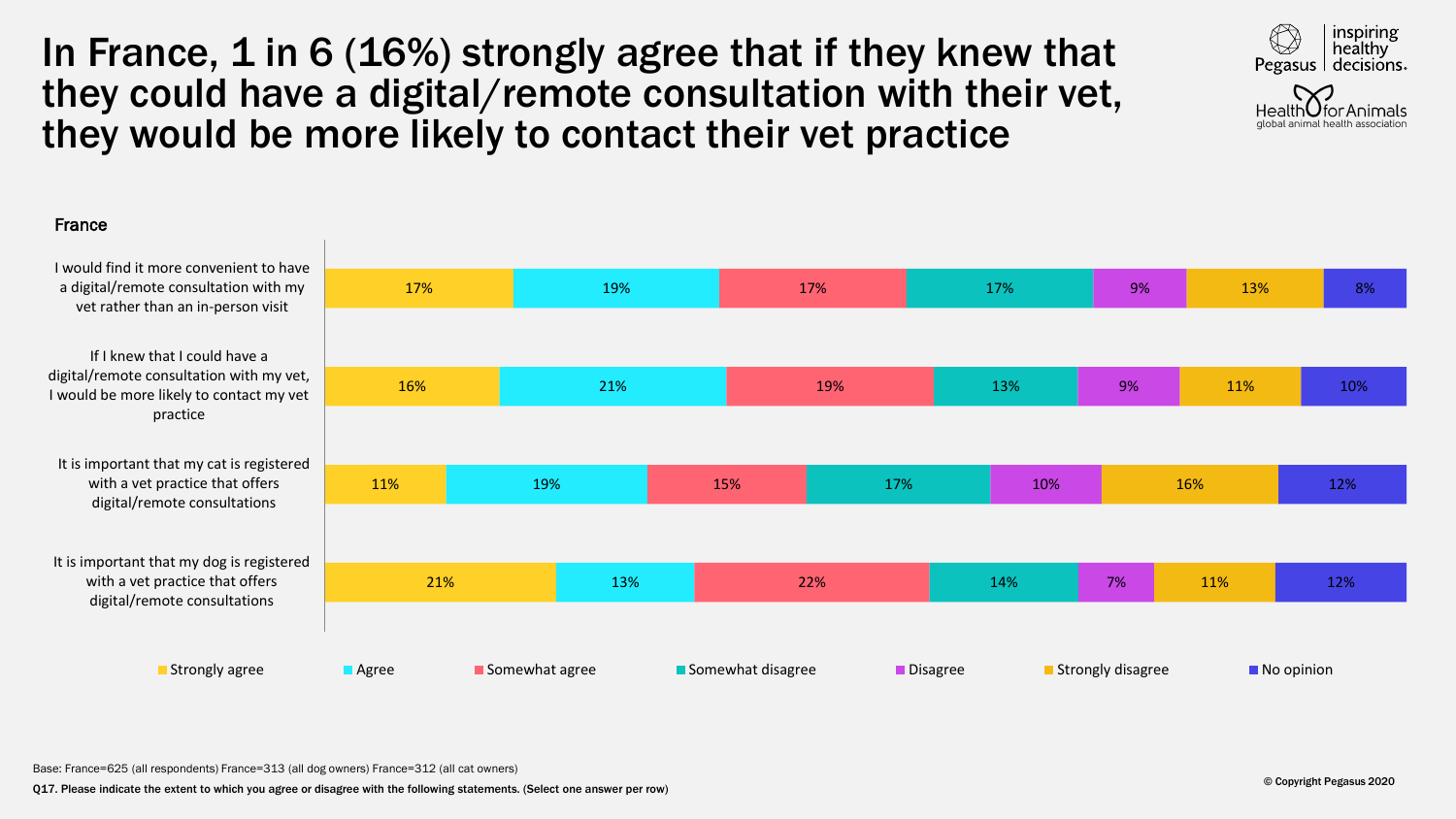# In France, 1 in 6 (16%) strongly agree that if they knew that they could have a digital/remote consultation with their vet, they would be more likely to contact their vet practice

France

I would find it more convenient to have a digital/remote consultation with my vet rather than an in-person visit

17% 19% 17% 17% 9% 13% 8%

If I knew that I could have a digital/remote consultation with my vet, I would be more likely to contact my vet practice

16% 21% 19% 13% 9% 11% 10%

It is important that my cat is registered with a vet practice that offers digital/remote consultations

11% 19% 15% 17% 10% 16% 12%

It is important that my dog is registered with a vet practice that offers digital/remote consultations

21% 13% 22% 14% 7% 11% 12%

Strongly agree | Agree | Somewhat agree | Somewhat disagree | Disagree | Strongly disagree | No opinion

Base: France=625 (all respondents) France=313 (all dog owners) France=312 (all cat owners)

Q17. Please indicate the extent to which you agree or disagree with the following statements. (Select one answer per row)

© Copyright Pegasus 2020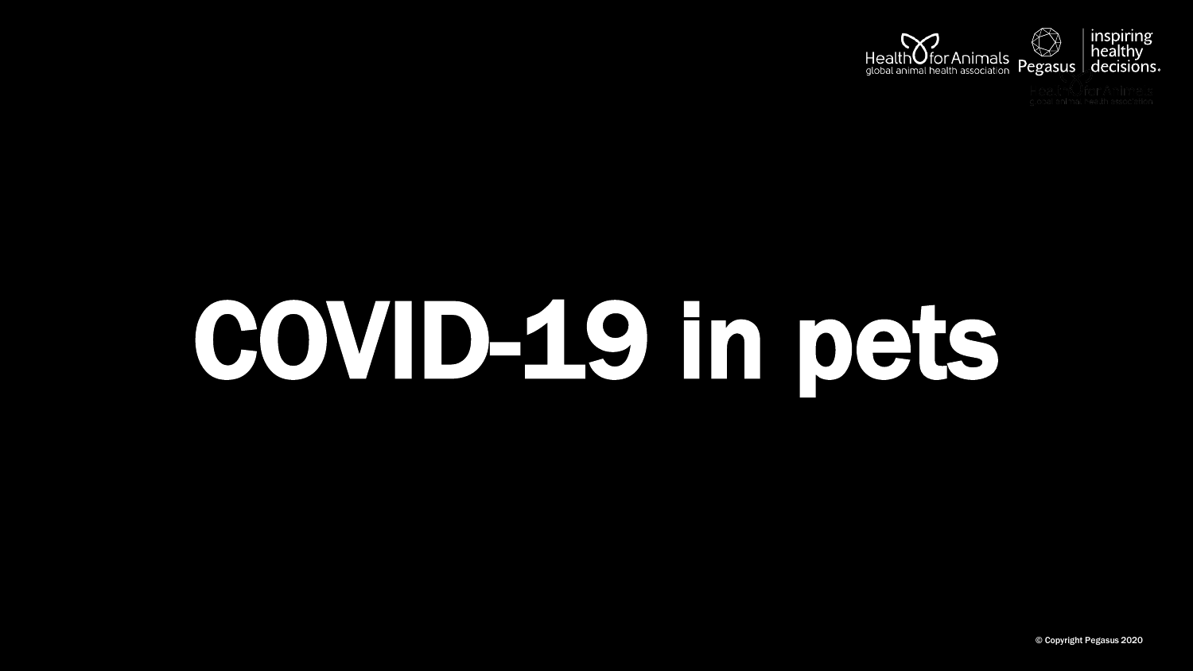# COVID-19 in pets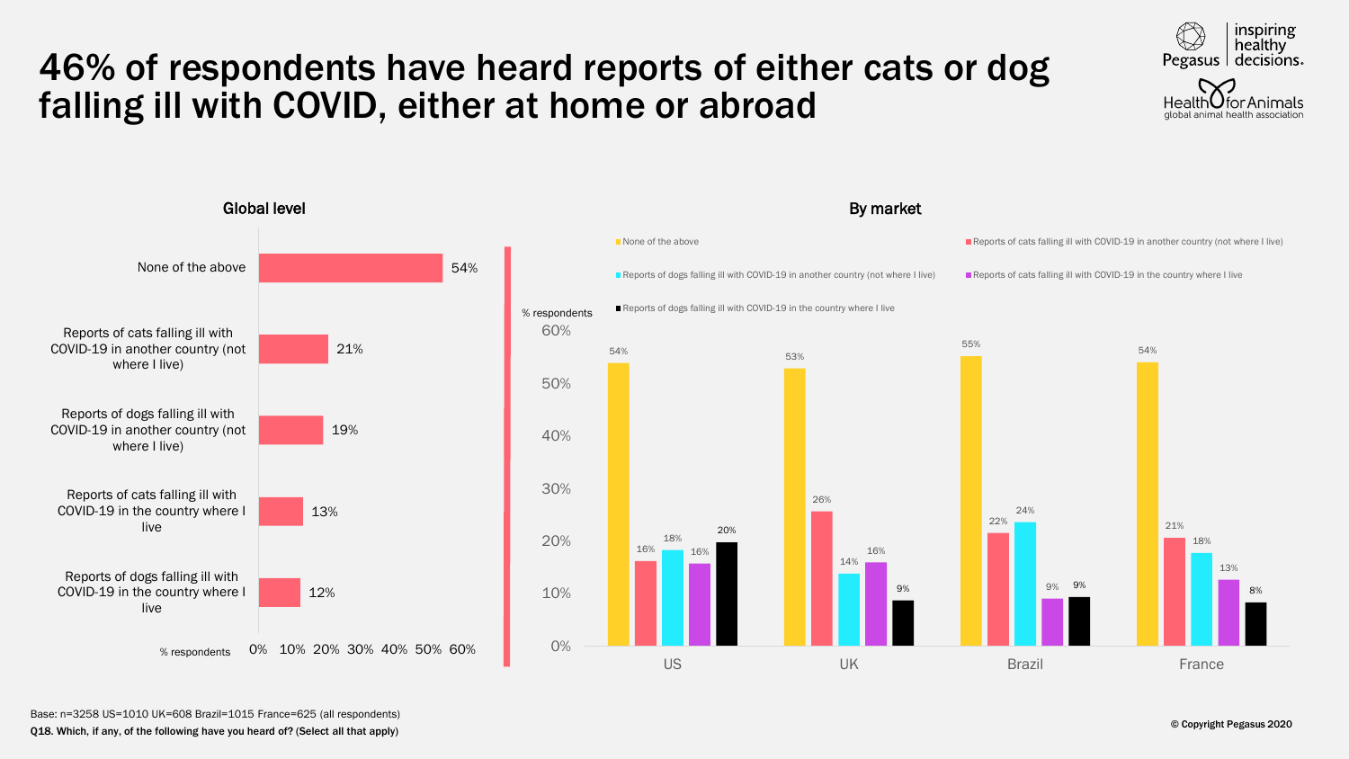# 46% of respondents have heard reports of either cats or dog falling ill with COVID, either at home or abroad

## Global level

None of the above
54%

Reports of cats falling ill with COVID-19 in another country (not where I live)
21%

Reports of dogs falling ill with COVID-19 in another country (not where I live)
19%

Reports of cats falling ill with COVID-19 in the country where I live
13%

Reports of dogs falling ill with COVID-19 in the country where I live
12%

% respondents
0% 10% 20% 30% 40% 50% 60%

## By market

None of the above
Reports of cats falling ill with COVID-19 in another country (not where I live)
Reports of dogs falling ill with COVID-19 in another country (not where I live)
Reports of cats falling ill with COVID-19 in the country where I live
Reports of dogs falling ill with COVID-19 in the country where I live

% respondents
0% 10% 20% 30% 40% 50% 60%

US: 54% 16% 18% 16% 20%
UK: 53% 26% 14% 16% 9%
Brazil: 55% 22% 24% 9% 9%
France: 54% 21% 18% 13% 8%

Base: n=3258 US=1010 UK=608 Brazil=1015 France=625 (all respondents)
Q18. Which, if any, of the following have you heard of? (Select all that apply)

© Copyright Pegasus 2020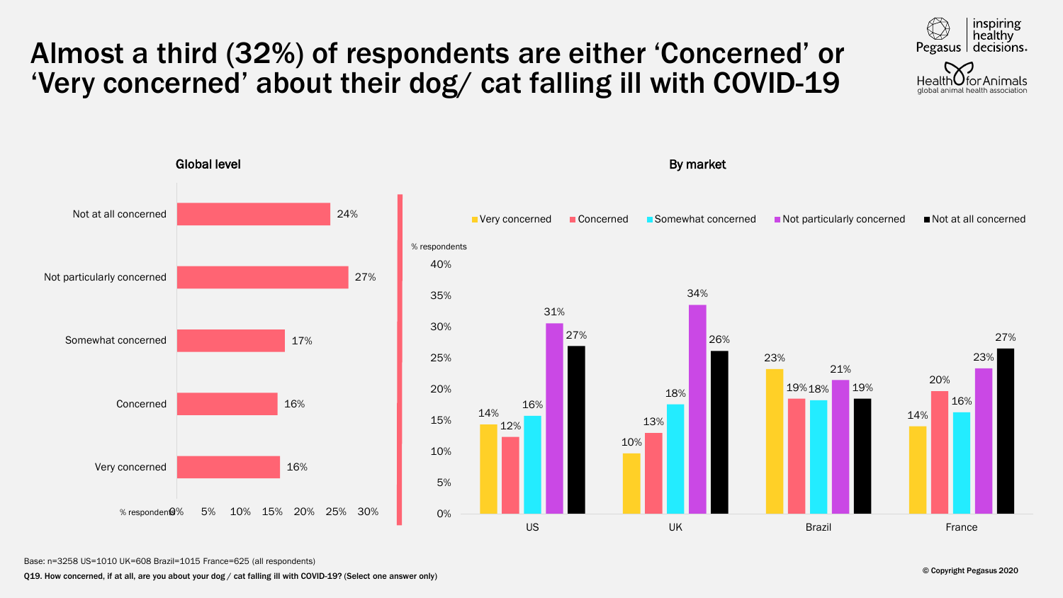# Almost a third (32%) of respondents are either ‘Concerned’ or ‘Very concerned’ about their dog/ cat falling ill with COVID-19

Pegasus | inspiring healthy decisions.

HealthforAnimals global animal health association

**Global level**

Not at all concerned 24%
Not particularly concerned 27%
Somewhat concerned 17%
Concerned 16%
Very concerned 16%

% respondents 0% 5% 10% 15% 20% 25% 30%

**By market**

Very concerned | Concerned | Somewhat concerned | Not particularly concerned | Not at all concerned

% respondents
40% 35% 30% 25% 20% 15% 10% 5% 0%

US: 14% 12% 16% 31% 27%
UK: 10% 13% 18% 34% 26%
Brazil: 23% 19% 18% 21% 19%
France: 14% 20% 16% 23% 27%

Base: n=3258 US=1010 UK=608 Brazil=1015 France=625 (all respondents)

Q19. How concerned, if at all, are you about your dog / cat falling ill with COVID-19? (Select one answer only)

© Copyright Pegasus 2020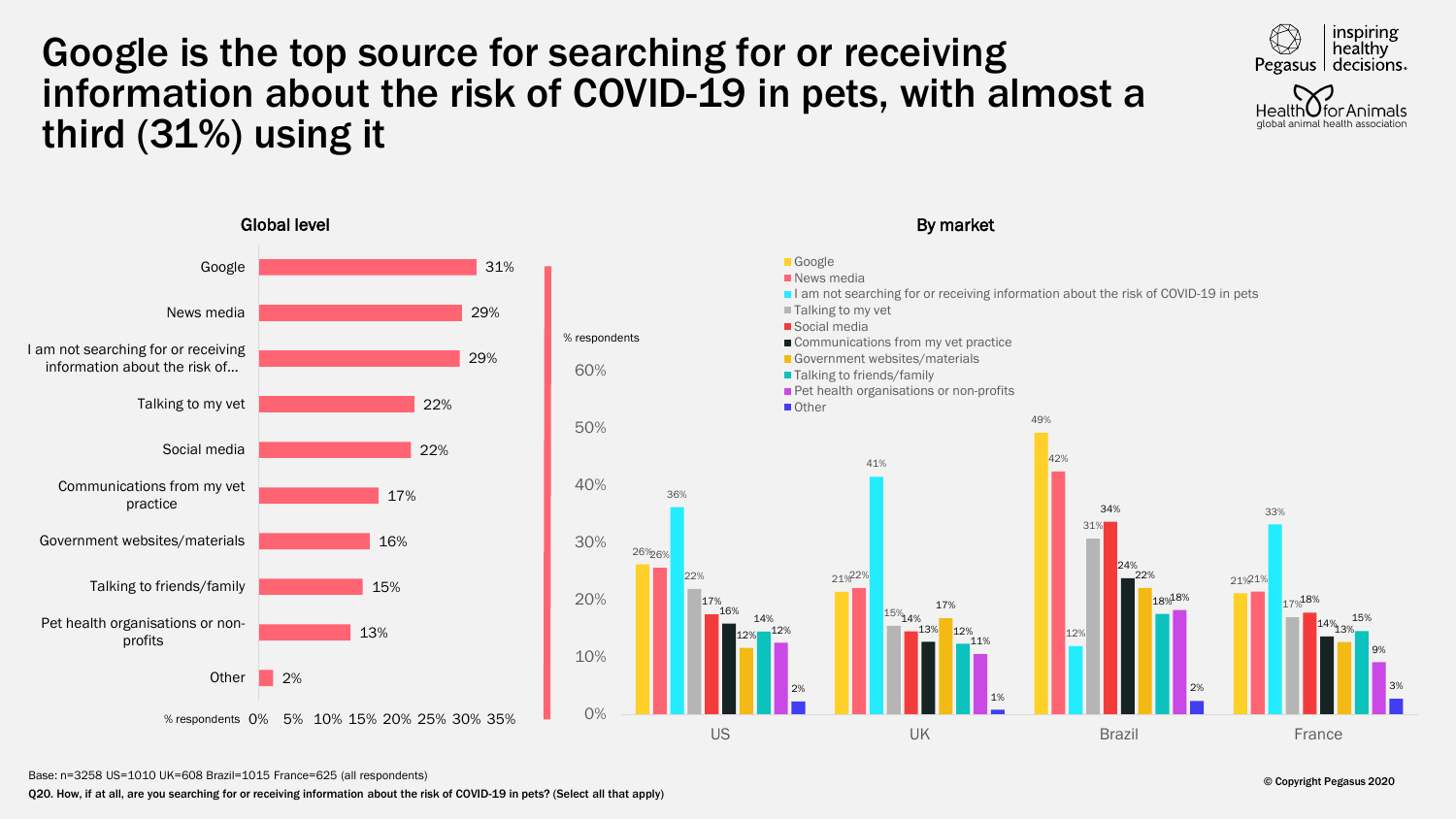# Google is the top source for searching for or receiving information about the risk of COVID-19 in pets, with almost a third (31%) using it

inspiring healthy decisions.
Pegasus
HealthforAnimals
global animal health association

## Global level

Google 31%
News media 29%
I am not searching for or receiving information about the risk of... 29%
Talking to my vet 22%
Social media 22%
Communications from my vet practice 17%
Government websites/materials 16%
Talking to friends/family 15%
Pet health organisations or non-profits 13%
Other 2%

% respondents 0% 5% 10% 15% 20% 25% 30% 35%

## By market

Google
News media
I am not searching for or receiving information about the risk of COVID-19 in pets
Talking to my vet
Social media
Communications from my vet practice
Government websites/materials
Talking to friends/family
Pet health organisations or non-profits
Other

% respondents
60%
50%
40%
30%
20%
10%
0%

US: 26% 26% 36% 22% 17% 16% 12% 14% 12% 2%
UK: 21% 22% 41% 15% 14% 13% 17% 12% 11% 1%
Brazil: 49% 42% 12% 31% 34% 24% 22% 18% 18% 2%
France: 21% 21% 33% 17% 18% 14% 13% 15% 9% 3%

Base: n=3258 US=1010 UK=608 Brazil=1015 France=625 (all respondents)

Q20. How, if at all, are you searching for or receiving information about the risk of COVID-19 in pets? (Select all that apply)

© Copyright Pegasus 2020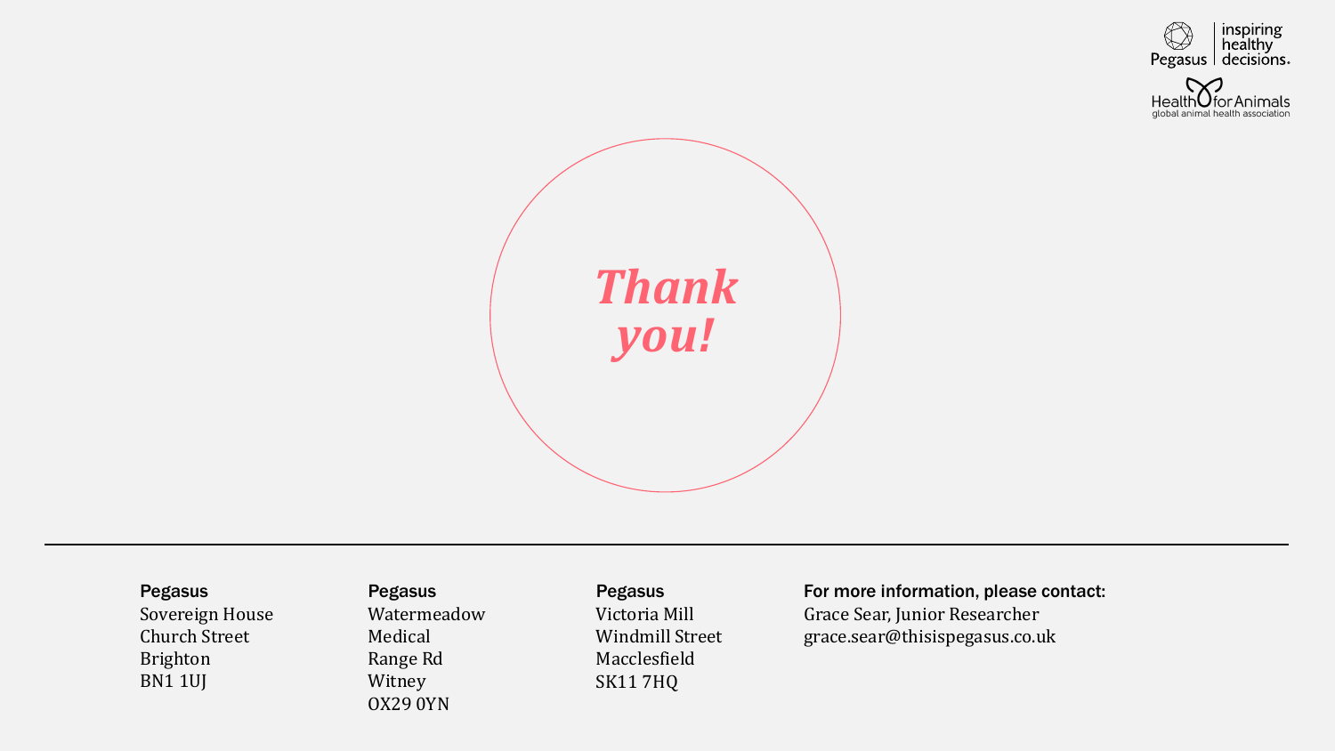inspiring healthy decisions.

Pegasus

HealthforAnimals
global animal health association

# *Thank you!*

**Pegasus**
Sovereign House
Church Street
Brighton
BN1 1UJ

**Pegasus**
Watermeadow
Medical
Range Rd
Witney
OX29 0YN

**Pegasus**
Victoria Mill
Windmill Street
Macclesfield
SK11 7HQ

**For more information, please contact:**
Grace Sear, Junior Researcher
grace.sear@thisispegasus.co.uk